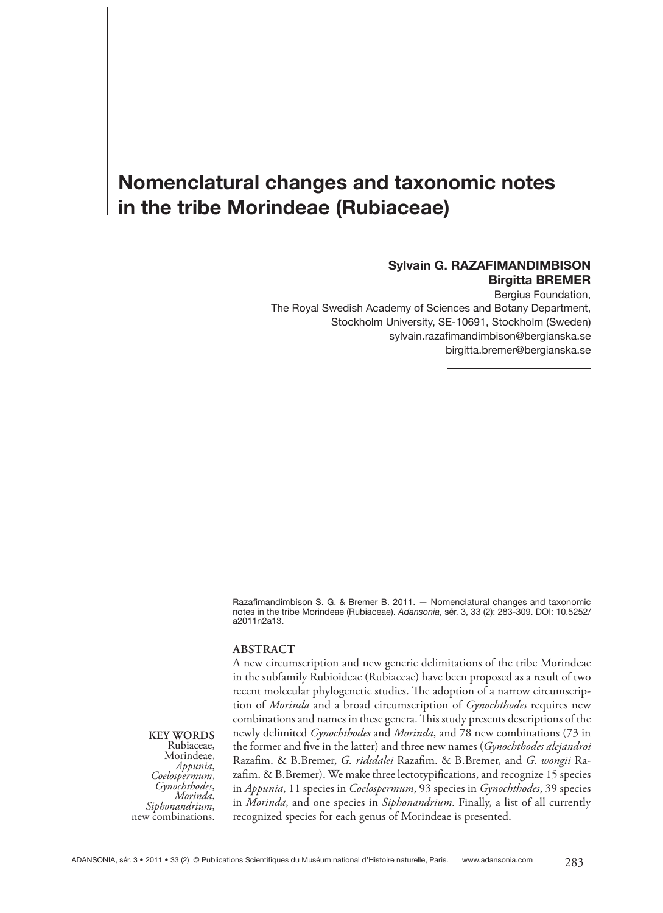# Nomenclatural changes and taxonomic notes in the tribe Morindeae (Rubiaceae)

**Sylvain G. RAZAFIMANDIMBISON**
**Birgitta BREMER**

Bergius Foundation,
The Royal Swedish Academy of Sciences and Botany Department,
Stockholm University, SE-10691, Stockholm (Sweden)
sylvain.razafimandimbison@bergianska.se
birgitta.bremer@bergianska.se

Razafimandimbison S. G. & Bremer B. 2011. — Nomenclatural changes and taxonomic notes in the tribe Morindeae (Rubiaceae). *Adansonia*, sér. 3, 33 (2): 283-309. DOI: 10.5252/a2011n2a13.

## ABSTRACT

A new circumscription and new generic delimitations of the tribe Morindeae in the subfamily Rubioideae (Rubiaceae) have been proposed as a result of two recent molecular phylogenetic studies. The adoption of a narrow circumscription of *Morinda* and a broad circumscription of *Gynochthodes* requires new combinations and names in these genera. This study presents descriptions of the newly delimited *Gynochthodes* and *Morinda*, and 78 new combinations (73 in the former and five in the latter) and three new names (*Gynochthodes alejandroi* Razafim. & B.Bremer, *G. ridsdalei* Razafim. & B.Bremer, and *G. wongii* Razafim. & B.Bremer). We make three lectotypifications, and recognize 15 species in *Appunia*, 11 species in *Coelospermum*, 93 species in *Gynochthodes*, 39 species in *Morinda*, and one species in *Siphonandrium*. Finally, a list of all currently recognized species for each genus of Morindeae is presented.

**KEY WORDS**
Rubiaceae,
Morindeae,
*Appunia*,
*Coelospermum*,
*Gynochthodes*,
*Morinda*,
*Siphonandrium*,
new combinations.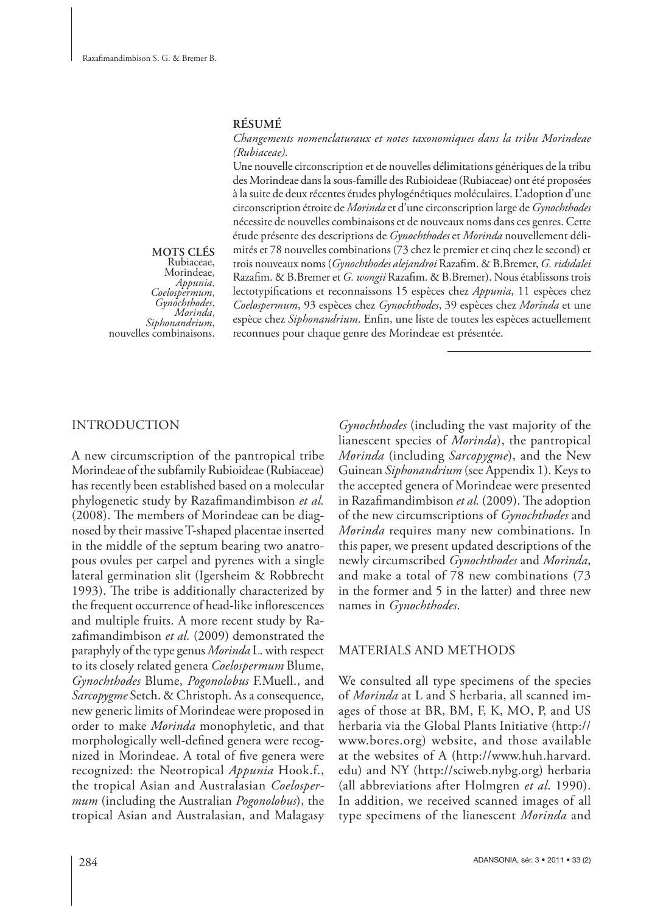**RÉSUMÉ**

*Changements nomenclaturaux et notes taxonomiques dans la tribu Morindeae (Rubiaceae).*

Une nouvelle circonscription et de nouvelles délimitations génériques de la tribu des Morindeae dans la sous-famille des Rubioideae (Rubiaceae) ont été proposées à la suite de deux récentes études phylogénétiques moléculaires. L'adoption d'une circonscription étroite de *Morinda* et d'une circonscription large de *Gynochthodes* nécessite de nouvelles combinaisons et de nouveaux noms dans ces genres. Cette étude présente des descriptions de *Gynochthodes* et *Morinda* nouvellement délimités et 78 nouvelles combinations (73 chez le premier et cinq chez le second) et trois nouveaux noms (*Gynochthodes alejandroi* Razafim. & B.Bremer, *G. ridsdalei* Razafim. & B.Bremer et *G. wongii* Razafim. & B.Bremer). Nous établissons trois lectotypifications et reconnaissons 15 espèces chez *Appunia*, 11 espèces chez *Coelospermum*, 93 espèces chez *Gynochthodes*, 39 espèces chez *Morinda* et une espèce chez *Siphonandrium*. Enfin, une liste de toutes les espèces actuellement reconnues pour chaque genre des Morindeae est présentée.

**MOTS CLÉS**
Rubiaceae,
Morindeae,
*Appunia*,
*Coelospermum*,
*Gynochthodes*,
*Morinda*,
*Siphonandrium*,
nouvelles combinaisons.

## INTRODUCTION

A new circumscription of the pantropical tribe Morindeae of the subfamily Rubioideae (Rubiaceae) has recently been established based on a molecular phylogenetic study by Razafimandimbison *et al.* (2008). The members of Morindeae can be diagnosed by their massive T-shaped placentae inserted in the middle of the septum bearing two anatropous ovules per carpel and pyrenes with a single lateral germination slit (Igersheim & Robbrecht 1993). The tribe is additionally characterized by the frequent occurrence of head-like inflorescences and multiple fruits. A more recent study by Razafimandimbison *et al.* (2009) demonstrated the paraphyly of the type genus *Morinda* L. with respect to its closely related genera *Coelospermum* Blume, *Gynochthodes* Blume, *Pogonolobus* F.Muell., and *Sarcopygme* Setch. & Christoph. As a consequence, new generic limits of Morindeae were proposed in order to make *Morinda* monophyletic, and that morphologically well-defined genera were recognized in Morindeae. A total of five genera were recognized: the Neotropical *Appunia* Hook.f., the tropical Asian and Australasian *Coelospermum* (including the Australian *Pogonolobus*), the tropical Asian and Australasian, and Malagasy *Gynochthodes* (including the vast majority of the lianescent species of *Morinda*), the pantropical *Morinda* (including *Sarcopygme*), and the New Guinean *Siphonandrium* (see Appendix 1). Keys to the accepted genera of Morindeae were presented in Razafimandimbison *et al.* (2009). The adoption of the new circumscriptions of *Gynochthodes* and *Morinda* requires many new combinations. In this paper, we present updated descriptions of the newly circumscribed *Gynochthodes* and *Morinda*, and make a total of 78 new combinations (73 in the former and 5 in the latter) and three new names in *Gynochthodes*.

## MATERIALS AND METHODS

We consulted all type specimens of the species of *Morinda* at L and S herbaria, all scanned images of those at BR, BM, F, K, MO, P, and US herbaria via the Global Plants Initiative (http://www.bores.org) website, and those available at the websites of A (http://www.huh.harvard.edu) and NY (http://sciweb.nybg.org) herbaria (all abbreviations after Holmgren *et al*. 1990). In addition, we received scanned images of all type specimens of the lianescent *Morinda* and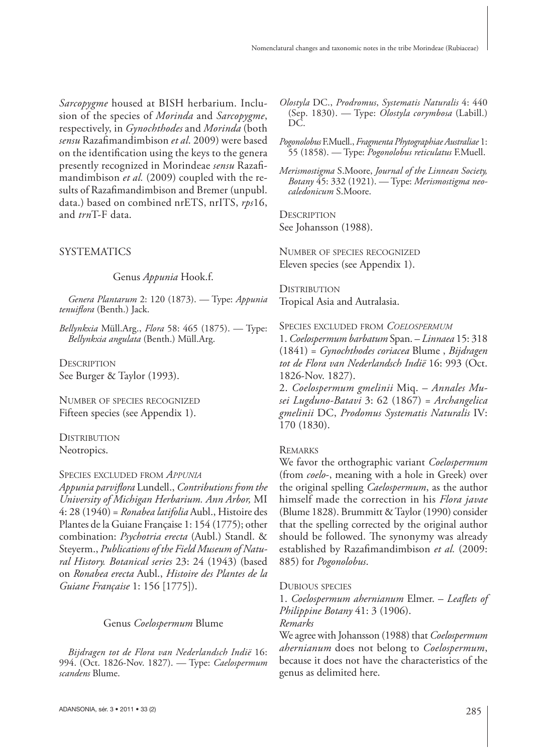*Sarcopygme* housed at BISH herbarium. Inclusion of the species of *Morinda* and *Sarcopygme*, respectively, in *Gynochthodes* and *Morinda* (both *sensu* Razafimandimbison *et al*. 2009) were based on the identification using the keys to the genera presently recognized in Morindeae *sensu* Razafimandimbison *et al.* (2009) coupled with the results of Razafimandimbison and Bremer (unpubl. data.) based on combined nrETS, nrITS, *rps*16, and *trn*T-F data.

## SYSTEMATICS

### Genus *Appunia* Hook.f.

*Genera Plantarum* 2: 120 (1873). — Type: *Appunia tenuiflora* (Benth.) Jack.

*Bellynkxia* Müll.Arg., *Flora* 58: 465 (1875). — Type: *Bellynkxia angulata* (Benth.) Müll.Arg.

Description

See Burger & Taylor (1993).

Number of species recognized

Fifteen species (see Appendix 1).

Distribution

Neotropics.

Species excluded from *Appunia*

*Appunia parviflora* Lundell., *Contributions from the University of Michigan Herbarium. Ann Arbor,* MI 4: 28 (1940) = *Ronabea latifolia* Aubl., Histoire des Plantes de la Guiane Française 1: 154 (1775); other combination: *Psychotria erecta* (Aubl.) Standl. & Steyerm., *Publications of the Field Museum of Natural History. Botanical series* 23: 24 (1943) (based on *Ronabea erecta* Aubl., *Histoire des Plantes de la Guiane Française* 1: 156 [1775]).

### Genus *Coelospermum* Blume

*Bijdragen tot de Flora van Nederlandsch Indië* 16: 994. (Oct. 1826-Nov. 1827). — Type: *Caelospermum scandens* Blume.

*Olostyla* DC., *Prodromus, Systematis Naturalis* 4: 440 (Sep. 1830). — Type: *Olostyla corymbosa* (Labill.) DC.

*Pogonolobus* F.Muell., *Fragmenta Phytographiae Australiae* 1: 55 (1858). — Type: *Pogonolobus reticulatus* F.Muell.

*Merismostigma* S.Moore, *Journal of the Linnean Society, Botany* 45: 332 (1921). — Type: *Merismostigma neocaledonicum* S.Moore.

Description

See Johansson (1988).

Number of species recognized

Eleven species (see Appendix 1).

Distribution

Tropical Asia and Autralasia.

Species excluded from *Coelospermum*

1. *Coelospermum barbatum* Span. – *Linnaea* 15: 318 (1841) = *Gynochthodes coriacea* Blume , *Bijdragen tot de Flora van Nederlandsch Indië* 16: 993 (Oct. 1826-Nov. 1827).
2. *Coelospermum gmelinii* Miq. – *Annales Musei Lugduno-Batavi* 3: 62 (1867) = *Archangelica gmelinii* DC, *Prodomus Systematis Naturalis* IV: 170 (1830).

Remarks

We favor the orthographic variant *Coelospermum* (from *coelo*-, meaning with a hole in Greek) over the original spelling *Caelospermum*, as the author himself made the correction in his *Flora javae* (Blume 1828). Brummitt & Taylor (1990) consider that the spelling corrected by the original author should be followed. The synonymy was already established by Razafimandimbison *et al.* (2009: 885) for *Pogonolobus*.

Dubious species

1. *Coelospermum ahernianum* Elmer. – *Leaflets of Philippine Botany* 41: 3 (1906).

*Remarks*

We agree with Johansson (1988) that *Coelospermum ahernianum* does not belong to *Coelospermum*, because it does not have the characteristics of the genus as delimited here.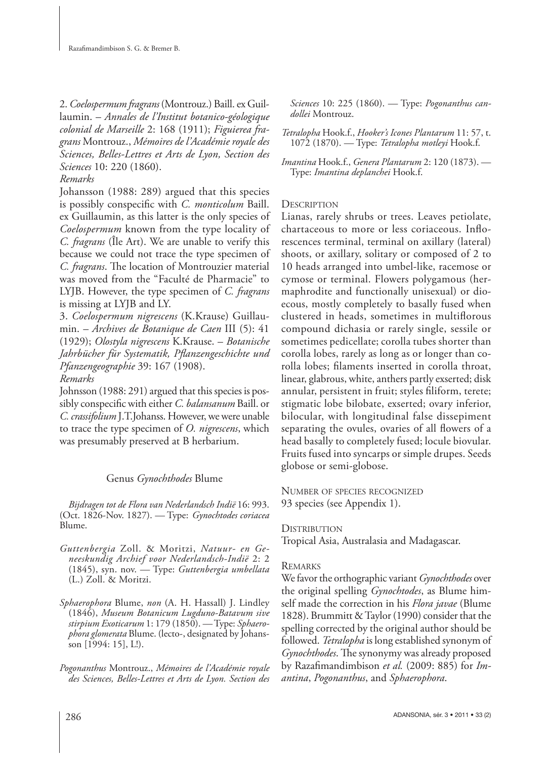2. *Coelospermum fragrans* (Montrouz.) Baill. ex Guillaumin. – *Annales de l'Institut botanico-géologique colonial de Marseille* 2: 168 (1911); *Figuierea fragrans* Montrouz., *Mémoires de l'Académie royale des Sciences, Belles-Lettres et Arts de Lyon, Section des Sciences* 10: 220 (1860).

*Remarks*

Johansson (1988: 289) argued that this species is possibly conspecific with *C. monticolum* Baill. ex Guillaumin, as this latter is the only species of *Coelospermum* known from the type locality of *C. fragrans* (Île Art). We are unable to verify this because we could not trace the type specimen of *C. fragrans*. The location of Montrouzier material was moved from the "Faculté de Pharmacie" to LYJB. However, the type specimen of *C. fragrans* is missing at LYJB and LY.

3. *Coelospermum nigrescens* (K.Krause) Guillaumin. – *Archives de Botanique de Caen* III (5): 41 (1929); *Olostyla nigrescens* K.Krause. – *Botanische Jahrbücher für Systematik, Pflanzengeschichte und Pfanzengeographie* 39: 167 (1908).

*Remarks*

Johnsson (1988: 291) argued that this species is possibly conspecific with either *C. balansanum* Baill. or *C. crassifolium* J.T.Johanss. However, we were unable to trace the type specimen of *O. nigrescens*, which was presumably preserved at B herbarium.

## Genus *Gynochthodes* Blume

*Bijdragen tot de Flora van Nederlandsch Indië* 16: 993. (Oct. 1826-Nov. 1827). — Type: *Gynochtodes coriacea* Blume.

*Guttenbergia* Zoll. & Moritzi, *Natuur- en Geneeskundig Archief voor Nederlandsch-Indië* 2: 2 (1845), syn. nov. — Type: *Guttenbergia umbellata* (L.) Zoll. & Moritzi.

*Sphaerophora* Blume, *non* (A. H. Hassall) J. Lindley (1846), *Museum Botanicum Lugduno-Batavum sive stirpium Exoticarum* 1: 179 (1850). — Type: *Sphaerophora glomerata* Blume. (lecto-, designated by Johansson [1994: 15], L!).

*Pogonanthus* Montrouz., *Mémoires de l'Académie royale des Sciences, Belles-Lettres et Arts de Lyon. Section des Sciences* 10: 225 (1860). — Type: *Pogonanthus candollei* Montrouz.

*Tetralopha* Hook.f., *Hooker's Icones Plantarum* 11: 57, t. 1072 (1870). — Type: *Tetralopha motleyi* Hook.f.

*Imantina* Hook.f., *Genera Plantarum* 2: 120 (1873). — Type: *Imantina deplanchei* Hook.f.

### Description

Lianas, rarely shrubs or trees. Leaves petiolate, chartaceous to more or less coriaceous. Inflorescences terminal, terminal on axillary (lateral) shoots, or axillary, solitary or composed of 2 to 10 heads arranged into umbel-like, racemose or cymose or terminal. Flowers polygamous (hermaphrodite and functionally unisexual) or dioecous, mostly completely to basally fused when clustered in heads, sometimes in multiflorous compound dichasia or rarely single, sessile or sometimes pedicellate; corolla tubes shorter than corolla lobes, rarely as long as or longer than corolla lobes; filaments inserted in corolla throat, linear, glabrous, white, anthers partly exserted; disk annular, persistent in fruit; styles filiform, terete; stigmatic lobe bilobate, exserted; ovary inferior, bilocular, with longitudinal false dissepiment separating the ovules, ovaries of all flowers of a head basally to completely fused; locule biovular. Fruits fused into syncarps or simple drupes. Seeds globose or semi-globose.

### Number of species recognized

93 species (see Appendix 1).

### Distribution

Tropical Asia, Australasia and Madagascar.

### Remarks

We favor the orthographic variant *Gynochthodes* over the original spelling *Gynochtodes*, as Blume himself made the correction in his *Flora javae* (Blume 1828). Brummitt & Taylor (1990) consider that the spelling corrected by the original author should be followed. *Tetralopha* is long established synonym of *Gynochthodes*. The synonymy was already proposed by Razafimandimbison *et al.* (2009: 885) for *Imantina*, *Pogonanthus*, and *Sphaerophora*.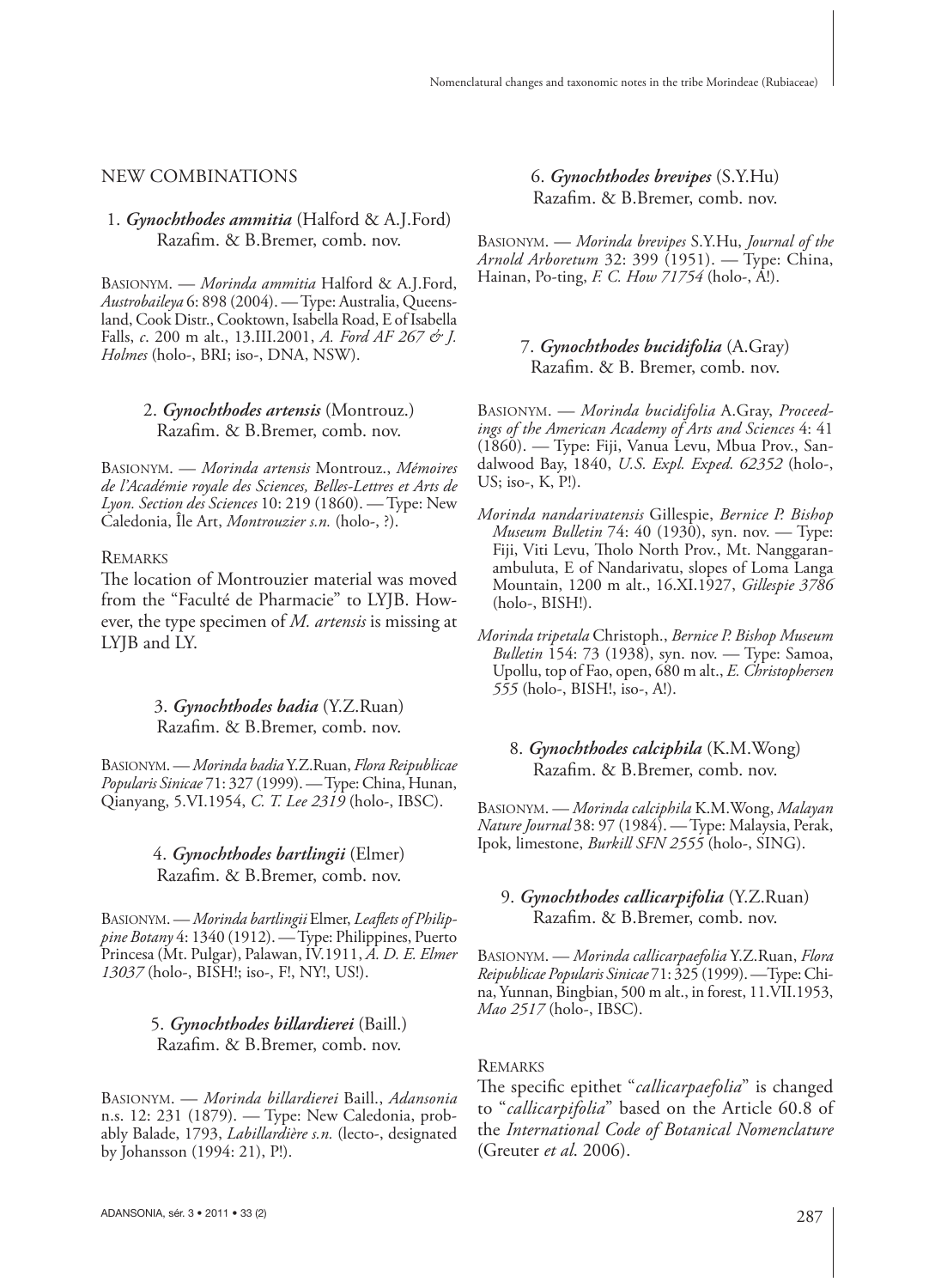## NEW COMBINATIONS

### 1. *Gynochthodes ammitia* (Halford & A.J.Ford) Razafim. & B.Bremer, comb. nov.

Basionym. — *Morinda ammitia* Halford & A.J.Ford, *Austrobaileya* 6: 898 (2004). — Type: Australia, Queensland, Cook Distr., Cooktown, Isabella Road, E of Isabella Falls, *c*. 200 m alt., 13.III.2001, *A. Ford AF 267 & J. Holmes* (holo-, BRI; iso-, DNA, NSW).

### 2. *Gynochthodes artensis* (Montrouz.) Razafim. & B.Bremer, comb. nov.

Basionym. — *Morinda artensis* Montrouz., *Mémoires de l'Académie royale des Sciences, Belles-Lettres et Arts de Lyon. Section des Sciences* 10: 219 (1860). — Type: New Caledonia, Île Art, *Montrouzier s.n.* (holo-, ?).

Remarks

The location of Montrouzier material was moved from the "Faculté de Pharmacie" to LYJB. However, the type specimen of *M. artensis* is missing at LYJB and LY.

### 3. *Gynochthodes badia* (Y.Z.Ruan) Razafim. & B.Bremer, comb. nov.

Basionym. — *Morinda badia* Y.Z.Ruan, *Flora Reipublicae Popularis Sinicae* 71: 327 (1999). — Type: China, Hunan, Qianyang, 5.VI.1954, *C. T. Lee 2319* (holo-, IBSC).

### 4. *Gynochthodes bartlingii* (Elmer) Razafim. & B.Bremer, comb. nov.

Basionym. — *Morinda bartlingii* Elmer, *Leaflets of Philippine Botany* 4: 1340 (1912). — Type: Philippines, Puerto Princesa (Mt. Pulgar), Palawan, IV.1911, *A. D. E. Elmer 13037* (holo-, BISH!; iso-, F!, NY!, US!).

### 5. *Gynochthodes billardierei* (Baill.) Razafim. & B.Bremer, comb. nov.

Basionym. — *Morinda billardierei* Baill., *Adansonia* n.s. 12: 231 (1879). — Type: New Caledonia, probably Balade, 1793, *Labillardière s.n.* (lecto-, designated by Johansson (1994: 21), P!).

### 6. *Gynochthodes brevipes* (S.Y.Hu) Razafim. & B.Bremer, comb. nov.

Basionym. — *Morinda brevipes* S.Y.Hu, *Journal of the Arnold Arboretum* 32: 399 (1951). — Type: China, Hainan, Po-ting, *F. C. How 71754* (holo-, A!).

### 7. *Gynochthodes bucidifolia* (A.Gray) Razafim. & B. Bremer, comb. nov.

Basionym. — *Morinda bucidifolia* A.Gray, *Proceedings of the American Academy of Arts and Sciences* 4: 41 (1860). — Type: Fiji, Vanua Levu, Mbua Prov., Sandalwood Bay, 1840, *U.S. Expl. Exped. 62352* (holo-, US; iso-, K, P!).

*Morinda nandarivatensis* Gillespie, *Bernice P. Bishop Museum Bulletin* 74: 40 (1930), syn. nov. — Type: Fiji, Viti Levu, Tholo North Prov., Mt. Nanggaranambuluta, E of Nandarivatu, slopes of Loma Langa Mountain, 1200 m alt., 16.XI.1927, *Gillespie 3786* (holo-, BISH!).

*Morinda tripetala* Christoph., *Bernice P. Bishop Museum Bulletin* 154: 73 (1938), syn. nov. — Type: Samoa, Upollu, top of Fao, open, 680 m alt., *E. Christophersen 555* (holo-, BISH!, iso-, A!).

### 8. *Gynochthodes calciphila* (K.M.Wong) Razafim. & B.Bremer, comb. nov.

Basionym. — *Morinda calciphila* K.M.Wong, *Malayan Nature Journal* 38: 97 (1984). — Type: Malaysia, Perak, Ipok, limestone, *Burkill SFN 2555* (holo-, SING).

### 9. *Gynochthodes callicarpifolia* (Y.Z.Ruan) Razafim. & B.Bremer, comb. nov.

Basionym. — *Morinda callicarpaefolia* Y.Z.Ruan, *Flora Reipublicae Popularis Sinicae* 71: 325 (1999). —Type: China, Yunnan, Bingbian, 500 m alt., in forest, 11.VII.1953, *Mao 2517* (holo-, IBSC).

Remarks

The specific epithet "*callicarpaefolia*" is changed to "*callicarpifolia*" based on the Article 60.8 of the *International Code of Botanical Nomenclature* (Greuter *et al*. 2006).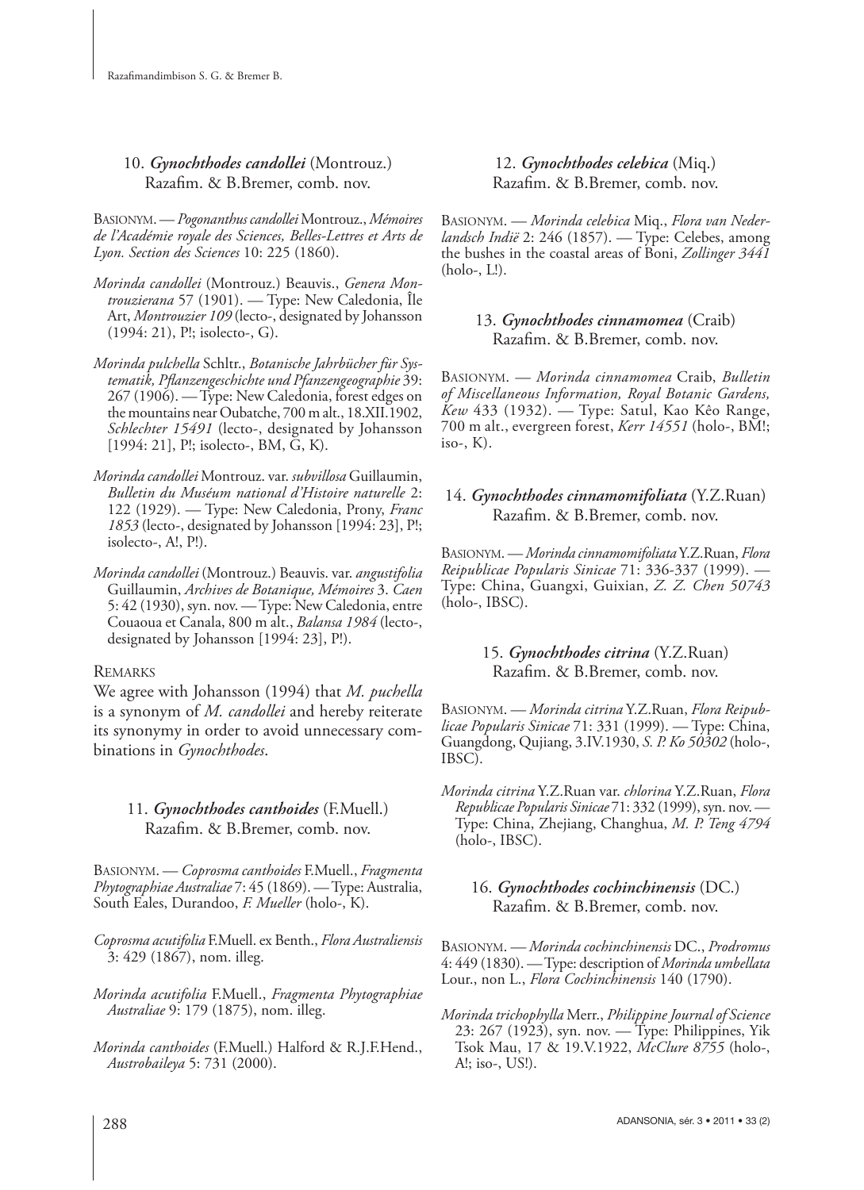### 10. *Gynochthodes candollei* (Montrouz.) Razafim. & B.Bremer, comb. nov.

BASIONYM. — *Pogonanthus candollei* Montrouz., *Mémoires de l'Académie royale des Sciences, Belles-Lettres et Arts de Lyon. Section des Sciences* 10: 225 (1860).

*Morinda candollei* (Montrouz.) Beauvis., *Genera Montrouzierana* 57 (1901). — Type: New Caledonia, Île Art, *Montrouzier 109* (lecto-, designated by Johansson (1994: 21), P!; isolecto-, G).

*Morinda pulchella* Schltr., *Botanische Jahrbücher für Systematik, Pflanzengeschichte und Pflanzengeographie* 39: 267 (1906). — Type: New Caledonia, forest edges on the mountains near Oubatche, 700 m alt., 18.XII.1902, *Schlechter 15491* (lecto-, designated by Johansson [1994: 21], P!; isolecto-, BM, G, K).

*Morinda candollei* Montrouz. var. *subvillosa* Guillaumin, *Bulletin du Muséum national d'Histoire naturelle* 2: 122 (1929). — Type: New Caledonia, Prony, *Franc 1853* (lecto-, designated by Johansson [1994: 23], P!; isolecto-, A!, P!).

*Morinda candollei* (Montrouz.) Beauvis. var. *angustifolia* Guillaumin, *Archives de Botanique, Mémoires* 3. *Caen* 5: 42 (1930), syn. nov. — Type: New Caledonia, entre Couaoua et Canala, 800 m alt., *Balansa 1984* (lecto-, designated by Johansson [1994: 23], P!).

REMARKS

We agree with Johansson (1994) that *M. puchella* is a synonym of *M. candollei* and hereby reiterate its synonymy in order to avoid unnecessary combinations in *Gynochthodes*.

### 11. *Gynochthodes canthoides* (F.Muell.) Razafim. & B.Bremer, comb. nov.

BASIONYM. — *Coprosma canthoides* F.Muell., *Fragmenta Phytographiae Australiae* 7: 45 (1869). — Type: Australia, South Eales, Durandoo, *F. Mueller* (holo-, K).

*Coprosma acutifolia* F.Muell. ex Benth., *Flora Australiensis* 3: 429 (1867), nom. illeg.

*Morinda acutifolia* F.Muell., *Fragmenta Phytographiae Australiae* 9: 179 (1875), nom. illeg.

*Morinda canthoides* (F.Muell.) Halford & R.J.F.Hend., *Austrobaileya* 5: 731 (2000).

### 12. *Gynochthodes celebica* (Miq.) Razafim. & B.Bremer, comb. nov.

BASIONYM. — *Morinda celebica* Miq., *Flora van Nederlandsch Indië* 2: 246 (1857). — Type: Celebes, among the bushes in the coastal areas of Boni, *Zollinger 3441* (holo-, L!).

### 13. *Gynochthodes cinnamomea* (Craib) Razafim. & B.Bremer, comb. nov.

BASIONYM. — *Morinda cinnamomea* Craib, *Bulletin of Miscellaneous Information, Royal Botanic Gardens, Kew* 433 (1932). — Type: Satul, Kao Kêo Range, 700 m alt., evergreen forest, *Kerr 14551* (holo-, BM!; iso-, K).

### 14. *Gynochthodes cinnamomifoliata* (Y.Z.Ruan) Razafim. & B.Bremer, comb. nov.

BASIONYM. — *Morinda cinnamomifoliata* Y.Z.Ruan, *Flora Reipublicae Popularis Sinicae* 71: 336-337 (1999). — Type: China, Guangxi, Guixian, *Z. Z. Chen 50743* (holo-, IBSC).

### 15. *Gynochthodes citrina* (Y.Z.Ruan) Razafim. & B.Bremer, comb. nov.

BASIONYM. — *Morinda citrina* Y.Z.Ruan, *Flora Reipublicae Popularis Sinicae* 71: 331 (1999). — Type: China, Guangdong, Qujiang, 3.IV.1930, *S. P. Ko 50302* (holo-, IBSC).

*Morinda citrina* Y.Z.Ruan var. *chlorina* Y.Z.Ruan, *Flora Republicae Popularis Sinicae* 71: 332 (1999), syn. nov. — Type: China, Zhejiang, Changhua, *M. P. Teng 4794* (holo-, IBSC).

### 16. *Gynochthodes cochinchinensis* (DC.) Razafim. & B.Bremer, comb. nov.

BASIONYM. — *Morinda cochinchinensis* DC., *Prodromus* 4: 449 (1830). — Type: description of *Morinda umbellata* Lour., non L., *Flora Cochinchinensis* 140 (1790).

*Morinda trichophylla* Merr., *Philippine Journal of Science* 23: 267 (1923), syn. nov. — Type: Philippines, Yik Tsok Mau, 17 & 19.V.1922, *McClure 8755* (holo-, A!; iso-, US!).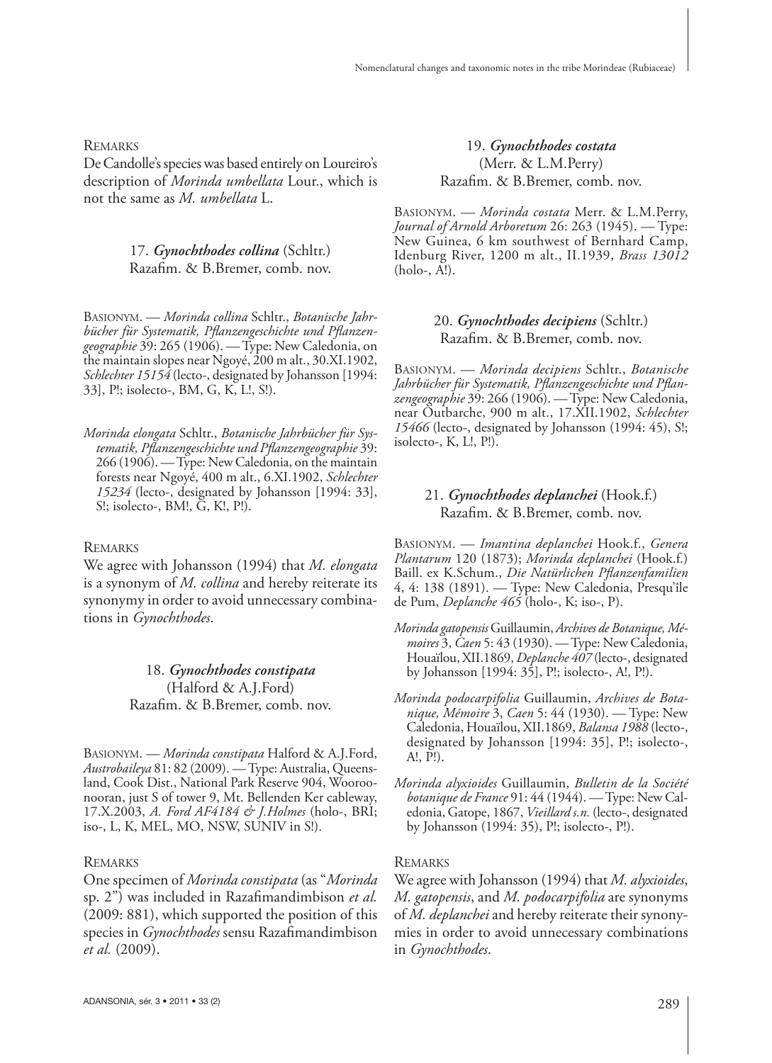REMARKS

De Candolle's species was based entirely on Loureiro's description of *Morinda umbellata* Lour., which is not the same as *M. umbellata* L.

### 17. *Gynochthodes collina* (Schltr.) Razafim. & B.Bremer, comb. nov.

BASIONYM. — *Morinda collina* Schltr., *Botanische Jahrbücher für Systematik, Pflanzengeschichte und Pflanzengeographie* 39: 265 (1906). — Type: New Caledonia, on the maintain slopes near Ngoyé, 200 m alt., 30.XI.1902, *Schlechter 15154* (lecto-, designated by Johansson [1994: 33], P!; isolecto-, BM, G, K, L!, S!).

*Morinda elongata* Schltr., *Botanische Jahrbücher für Systematik, Pflanzengeschichte und Pflanzengeographie* 39: 266 (1906). — Type: New Caledonia, on the maintain forests near Ngoyé, 400 m alt., 6.XI.1902, *Schlechter 15234* (lecto-, designated by Johansson [1994: 33], S!; isolecto-, BM!, G, K!, P!).

REMARKS

We agree with Johansson (1994) that *M. elongata* is a synonym of *M. collina* and hereby reiterate its synonymy in order to avoid unnecessary combinations in *Gynochthodes*.

### 18. *Gynochthodes constipata* (Halford & A.J.Ford) Razafim. & B.Bremer, comb. nov.

BASIONYM. — *Morinda constipata* Halford & A.J.Ford, *Austrobaileya* 81: 82 (2009). — Type: Australia, Queensland, Cook Dist., National Park Reserve 904, Wooroonooran, just S of tower 9, Mt. Bellenden Ker cableway, 17.X.2003, *A. Ford AF4184 & J.Holmes* (holo-, BRI; iso-, L, K, MEL, MO, NSW, SUNIV in S!).

REMARKS

One specimen of *Morinda constipata* (as "*Morinda* sp. 2") was included in Razafimandimbison *et al.* (2009: 881), which supported the position of this species in *Gynochthodes* sensu Razafimandimbison *et al.* (2009).

### 19. *Gynochthodes costata* (Merr. & L.M.Perry) Razafim. & B.Bremer, comb. nov.

BASIONYM. — *Morinda costata* Merr. & L.M.Perry, *Journal of Arnold Arboretum* 26: 263 (1945). — Type: New Guinea, 6 km southwest of Bernhard Camp, Idenburg River, 1200 m alt., II.1939, *Brass 13012* (holo-, A!).

### 20. *Gynochthodes decipiens* (Schltr.) Razafim. & B.Bremer, comb. nov.

BASIONYM. — *Morinda decipiens* Schltr., *Botanische Jahrbücher für Systematik, Pflanzengeschichte und Pflanzengeographie* 39: 266 (1906). — Type: New Caledonia, near Outbarche, 900 m alt., 17.XII.1902, *Schlechter 15466* (lecto-, designated by Johansson (1994: 45), S!; isolecto-, K, L!, P!).

### 21. *Gynochthodes deplanchei* (Hook.f.) Razafim. & B.Bremer, comb. nov.

BASIONYM. — *Imantina deplanchei* Hook.f., *Genera Plantarum* 120 (1873); *Morinda deplanchei* (Hook.f.) Baill. ex K.Schum., *Die Natürlichen Pflanzenfamilien* 4, 4: 138 (1891). — Type: New Caledonia, Presqu'île de Pum, *Deplanche 465* (holo-, K; iso-, P).

*Morinda gatopensis* Guillaumin, *Archives de Botanique, Mémoires* 3, *Caen* 5: 43 (1930). — Type: New Caledonia, Houaïlou, XII.1869, *Deplanche 407* (lecto-, designated by Johansson [1994: 35], P!; isolecto-, A!, P!).

*Morinda podocarpifolia* Guillaumin, *Archives de Botanique, Mémoire* 3, *Caen* 5: 44 (1930). — Type: New Caledonia, Houaïlou, XII.1869, *Balansa 1988* (lecto-, designated by Johansson [1994: 35], P!; isolecto-, A!, P!).

*Morinda alyxioides* Guillaumin, *Bulletin de la Société botanique de France* 91: 44 (1944). — Type: New Caledonia, Gatope, 1867, *Vieillard s.n.* (lecto-, designated by Johansson (1994: 35), P!; isolecto-, P!).

REMARKS

We agree with Johansson (1994) that *M. alyxioides*, *M. gatopensis*, and *M. podocarpifolia* are synonyms of *M. deplanchei* and hereby reiterate their synonymies in order to avoid unnecessary combinations in *Gynochthodes*.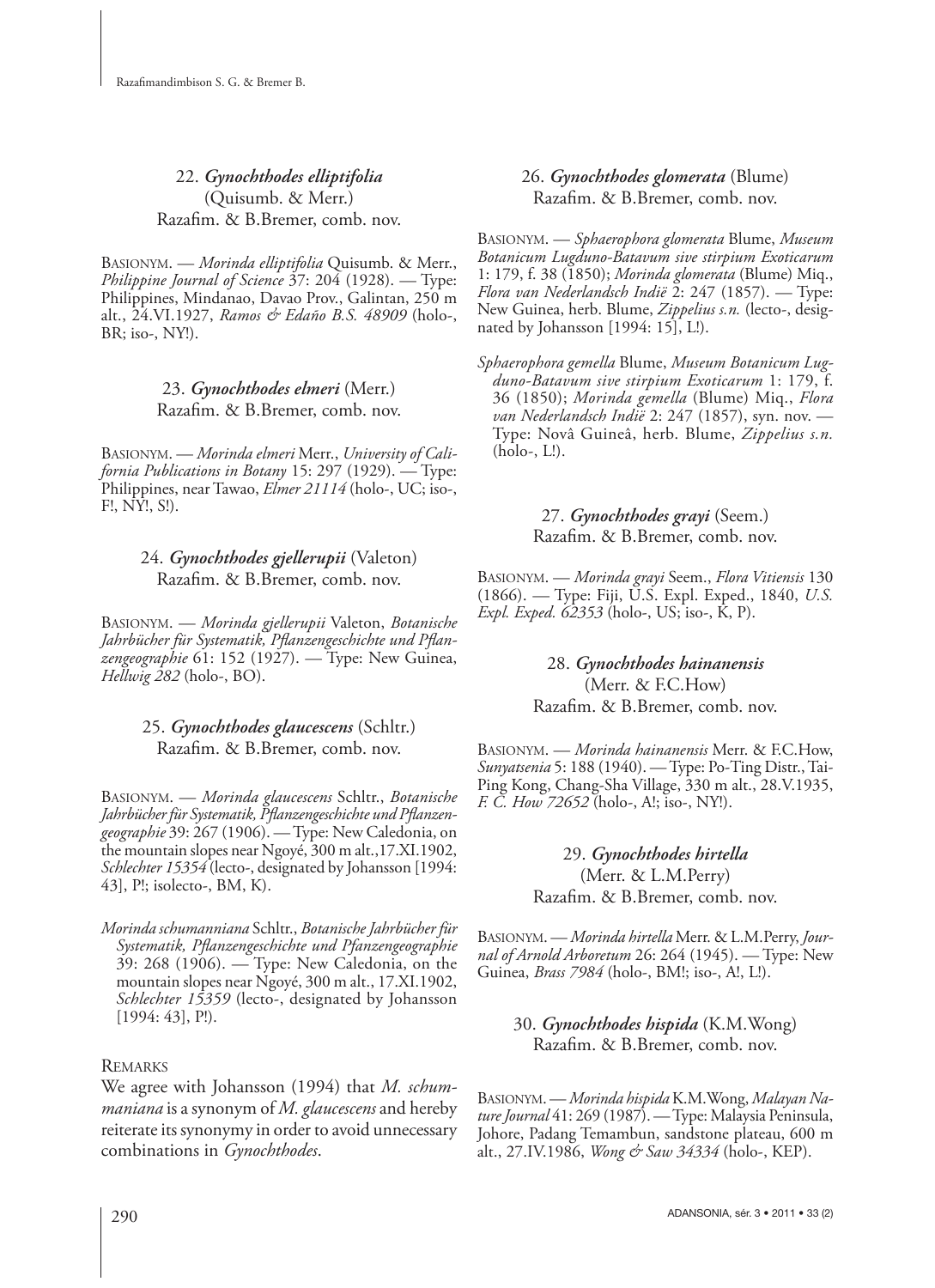### 22. *Gynochthodes elliptifolia* (Quisumb. & Merr.) Razafim. & B.Bremer, comb. nov.

BASIONYM. — *Morinda elliptifolia* Quisumb. & Merr., *Philippine Journal of Science* 37: 204 (1928). — Type: Philippines, Mindanao, Davao Prov., Galintan, 250 m alt., 24.VI.1927, *Ramos & Edaño B.S. 48909* (holo-, BR; iso-, NY!).

### 23. *Gynochthodes elmeri* (Merr.) Razafim. & B.Bremer, comb. nov.

BASIONYM. — *Morinda elmeri* Merr., *University of California Publications in Botany* 15: 297 (1929). — Type: Philippines, near Tawao, *Elmer 21114* (holo-, UC; iso-, F!, NY!, S!).

### 24. *Gynochthodes gjellerupii* (Valeton) Razafim. & B.Bremer, comb. nov.

BASIONYM. — *Morinda gjellerupii* Valeton, *Botanische Jahrbücher für Systematik, Pflanzengeschichte und Pflanzengeographie* 61: 152 (1927). — Type: New Guinea, *Hellwig 282* (holo-, BO).

### 25. *Gynochthodes glaucescens* (Schltr.) Razafim. & B.Bremer, comb. nov.

BASIONYM. — *Morinda glaucescens* Schltr., *Botanische Jahrbücher für Systematik, Pflanzengeschichte und Pflanzengeographie* 39: 267 (1906). — Type: New Caledonia, on the mountain slopes near Ngoyé, 300 m alt.,17.XI.1902, *Schlechter 15354* (lecto-, designated by Johansson [1994: 43], P!; isolecto-, BM, K).

*Morinda schumanniana* Schltr., *Botanische Jahrbücher für Systematik, Pflanzengeschichte und Pflanzengeographie* 39: 268 (1906). — Type: New Caledonia, on the mountain slopes near Ngoyé, 300 m alt., 17.XI.1902, *Schlechter 15359* (lecto-, designated by Johansson [1994: 43], P!).

REMARKS

We agree with Johansson (1994) that *M. schummaniana* is a synonym of *M. glaucescens* and hereby reiterate its synonymy in order to avoid unnecessary combinations in *Gynochthodes*.

### 26. *Gynochthodes glomerata* (Blume) Razafim. & B.Bremer, comb. nov.

BASIONYM. — *Sphaerophora glomerata* Blume, *Museum Botanicum Lugduno-Batavum sive stirpium Exoticarum* 1: 179, f. 38 (1850); *Morinda glomerata* (Blume) Miq., *Flora van Nederlandsch Indië* 2: 247 (1857). — Type: New Guinea, herb. Blume, *Zippelius s.n.* (lecto-, designated by Johansson [1994: 15], L!).

*Sphaerophora gemella* Blume, *Museum Botanicum Lugduno-Batavum sive stirpium Exoticarum* 1: 179, f. 36 (1850); *Morinda gemella* (Blume) Miq., *Flora van Nederlandsch Indië* 2: 247 (1857), syn. nov. — Type: Novâ Guineâ, herb. Blume, *Zippelius s.n.* (holo-, L!).

### 27. *Gynochthodes grayi* (Seem.) Razafim. & B.Bremer, comb. nov.

BASIONYM. — *Morinda grayi* Seem., *Flora Vitiensis* 130 (1866). — Type: Fiji, U.S. Expl. Exped., 1840, *U.S. Expl. Exped. 62353* (holo-, US; iso-, K, P).

### 28. *Gynochthodes hainanensis* (Merr. & F.C.How) Razafim. & B.Bremer, comb. nov.

BASIONYM. — *Morinda hainanensis* Merr. & F.C.How, *Sunyatsenia* 5: 188 (1940). — Type: Po-Ting Distr., Tai-Ping Kong, Chang-Sha Village, 330 m alt., 28.V.1935, *F. C. How 72652* (holo-, A!; iso-, NY!).

### 29. *Gynochthodes hirtella* (Merr. & L.M.Perry) Razafim. & B.Bremer, comb. nov.

BASIONYM. — *Morinda hirtella* Merr. & L.M.Perry, *Journal of Arnold Arboretum* 26: 264 (1945). — Type: New Guinea, *Brass 7984* (holo-, BM!; iso-, A!, L!).

### 30. *Gynochthodes hispida* (K.M.Wong) Razafim. & B.Bremer, comb. nov.

BASIONYM. — *Morinda hispida* K.M.Wong, *Malayan Nature Journal* 41: 269 (1987). — Type: Malaysia Peninsula, Johore, Padang Temambun, sandstone plateau, 600 m alt., 27.IV.1986, *Wong & Saw 34334* (holo-, KEP).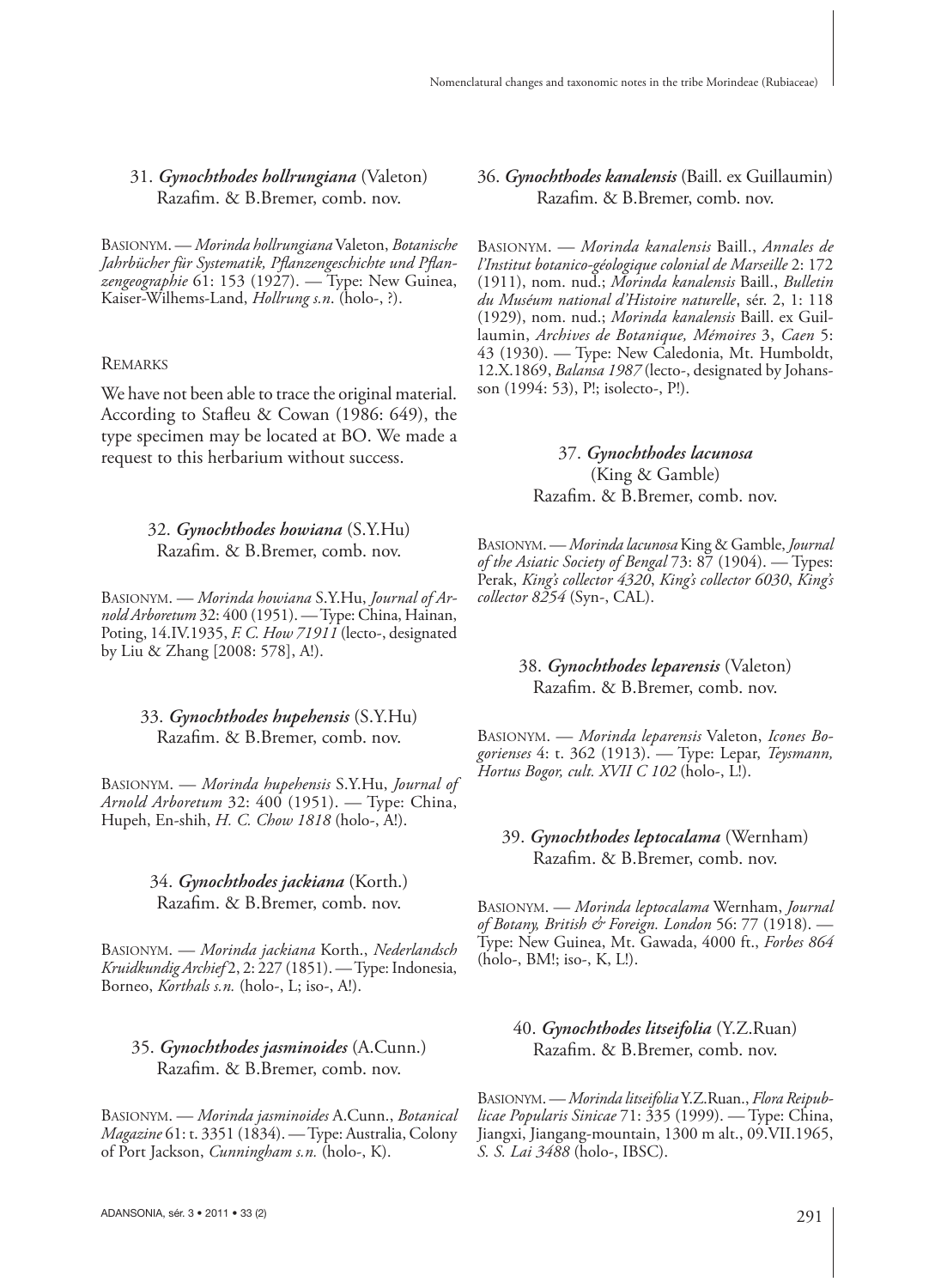### 31. *Gynochthodes hollrungiana* (Valeton) Razafim. & B.Bremer, comb. nov.

Basionym. — *Morinda hollrungiana* Valeton, *Botanische Jahrbücher für Systematik, Pflanzengeschichte und Pflanzengeographie* 61: 153 (1927). — Type: New Guinea, Kaiser-Wilhems-Land, *Hollrung s.n.* (holo-, ?).

#### Remarks

We have not been able to trace the original material. According to Stafleu & Cowan (1986: 649), the type specimen may be located at BO. We made a request to this herbarium without success.

### 32. *Gynochthodes howiana* (S.Y.Hu) Razafim. & B.Bremer, comb. nov.

Basionym. — *Morinda howiana* S.Y.Hu, *Journal of Arnold Arboretum* 32: 400 (1951). — Type: China, Hainan, Poting, 14.IV.1935, *F. C. How 71911* (lecto-, designated by Liu & Zhang [2008: 578], A!).

### 33. *Gynochthodes hupehensis* (S.Y.Hu) Razafim. & B.Bremer, comb. nov.

Basionym. — *Morinda hupehensis* S.Y.Hu, *Journal of Arnold Arboretum* 32: 400 (1951). — Type: China, Hupeh, En-shih, *H. C. Chow 1818* (holo-, A!).

### 34. *Gynochthodes jackiana* (Korth.) Razafim. & B.Bremer, comb. nov.

Basionym. — *Morinda jackiana* Korth., *Nederlandsch Kruidkundig Archief* 2, 2: 227 (1851). — Type: Indonesia, Borneo, *Korthals s.n.* (holo-, L; iso-, A!).

### 35. *Gynochthodes jasminoides* (A.Cunn.) Razafim. & B.Bremer, comb. nov.

Basionym. — *Morinda jasminoides* A.Cunn., *Botanical Magazine* 61: t. 3351 (1834). — Type: Australia, Colony of Port Jackson, *Cunningham s.n.* (holo-, K).

### 36. *Gynochthodes kanalensis* (Baill. ex Guillaumin) Razafim. & B.Bremer, comb. nov.

Basionym. — *Morinda kanalensis* Baill., *Annales de l'Institut botanico-géologique colonial de Marseille* 2: 172 (1911), nom. nud.; *Morinda kanalensis* Baill., *Bulletin du Muséum national d'Histoire naturelle*, sér. 2, 1: 118 (1929), nom. nud.; *Morinda kanalensis* Baill. ex Guillaumin, *Archives de Botanique, Mémoires* 3, *Caen* 5: 43 (1930). — Type: New Caledonia, Mt. Humboldt, 12.X.1869, *Balansa 1987* (lecto-, designated by Johansson (1994: 53), P!; isolecto-, P!).

### 37. *Gynochthodes lacunosa* (King & Gamble) Razafim. & B.Bremer, comb. nov.

Basionym. — *Morinda lacunosa* King & Gamble, *Journal of the Asiatic Society of Bengal* 73: 87 (1904). — Types: Perak, *King's collector 4320*, *King's collector 6030*, *King's collector 8254* (Syn-, CAL).

### 38. *Gynochthodes leparensis* (Valeton) Razafim. & B.Bremer, comb. nov.

Basionym. — *Morinda leparensis* Valeton, *Icones Bogorienses* 4: t. 362 (1913). — Type: Lepar, *Teysmann, Hortus Bogor, cult. XVII C 102* (holo-, L!).

### 39. *Gynochthodes leptocalama* (Wernham) Razafim. & B.Bremer, comb. nov.

Basionym. — *Morinda leptocalama* Wernham, *Journal of Botany, British & Foreign. London* 56: 77 (1918). — Type: New Guinea, Mt. Gawada, 4000 ft., *Forbes 864* (holo-, BM!; iso-, K, L!).

### 40. *Gynochthodes litseifolia* (Y.Z.Ruan) Razafim. & B.Bremer, comb. nov.

Basionym. — *Morinda litseifolia* Y.Z.Ruan., *Flora Reipublicae Popularis Sinicae* 71: 335 (1999). — Type: China, Jiangxi, Jiangang-mountain, 1300 m alt., 09.VII.1965, *S. S. Lai 3488* (holo-, IBSC).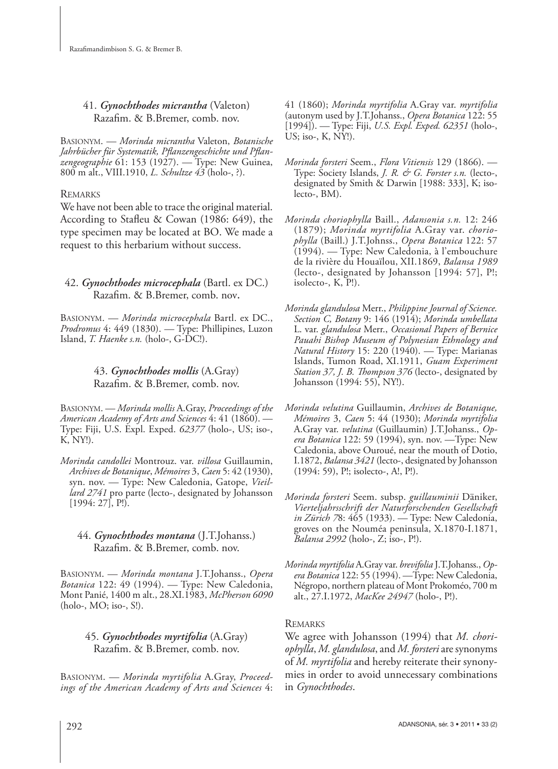### 41. ***Gynochthodes micrantha*** (Valeton) Razafim. & B.Bremer, comb. nov.

BASIONYM. — *Morinda micrantha* Valeton, *Botanische Jahrbücher für Systematik, Pflanzengeschichte und Pflanzengeographie* 61: 153 (1927). — Type: New Guinea, 800 m alt., VIII.1910, *L. Schultze 43* (holo-, ?).

REMARKS

We have not been able to trace the original material. According to Stafleu & Cowan (1986: 649), the type specimen may be located at BO. We made a request to this herbarium without success.

### 42. ***Gynochthodes microcephala*** (Bartl. ex DC.) Razafim. & B.Bremer, comb. nov.

BASIONYM. — *Morinda microcephala* Bartl. ex DC., *Prodromus* 4: 449 (1830). — Type: Phillipines, Luzon Island, *T. Haenke s.n.* (holo-, G-DC!).

### 43. ***Gynochthodes mollis*** (A.Gray) Razafim. & B.Bremer, comb. nov.

BASIONYM. — *Morinda mollis* A.Gray, *Proceedings of the American Academy of Arts and Sciences* 4: 41 (1860). — Type: Fiji, U.S. Expl. Exped. *62377* (holo-, US; iso-, K, NY!).

*Morinda candollei* Montrouz. var. *villosa* Guillaumin, *Archives de Botanique*, *Mémoires* 3, *Caen* 5: 42 (1930), syn. nov. — Type: New Caledonia, Gatope, *Vieillard 2741* pro parte (lecto-, designated by Johansson [1994: 27], P!).

### 44. ***Gynochthodes montana*** (J.T.Johanss.) Razafim. & B.Bremer, comb. nov.

BASIONYM. — *Morinda montana* J.T.Johanss., *Opera Botanica* 122: 49 (1994). — Type: New Caledonia, Mont Panié, 1400 m alt., 28.XI.1983, *McPherson 6090* (holo-, MO; iso-, S!).

### 45. ***Gynochthodes myrtifolia*** (A.Gray) Razafim. & B.Bremer, comb. nov.

BASIONYM. — *Morinda myrtifolia* A.Gray, *Proceedings of the American Academy of Arts and Sciences* 4: 41 (1860); *Morinda myrtifolia* A.Gray var. *myrtifolia* (autonym used by J.T.Johanss., *Opera Botanica* 122: 55 [1994]). — Type: Fiji, *U.S. Expl. Exped. 62351* (holo-, US; iso-, K, NY!).

*Morinda forsteri* Seem., *Flora Vitiensis* 129 (1866). — Type: Society Islands, *J. R. & G. Forster s.n.* (lecto-, designated by Smith & Darwin [1988: 333], K; isolecto-, BM).

*Morinda choriophylla* Baill., *Adansonia s.n.* 12: 246 (1879); *Morinda myrtifolia* A.Gray var. *choriophylla* (Baill.) J.T.Johnss., *Opera Botanica* 122: 57 (1994). — Type: New Caledonia, à l'embouchure de la rivière du Houaïlou, XII.1869, *Balansa 1989* (lecto-, designated by Johansson [1994: 57], P!; isolecto-, K, P!).

*Morinda glandulosa* Merr., *Philippine Journal of Science. Section C, Botany* 9: 146 (1914); *Morinda umbellata* L. var. *glandulosa* Merr., *Occasional Papers of Bernice Pauahi Bishop Museum of Polynesian Ethnology and Natural History* 15: 220 (1940). — Type: Marianas Islands, Tumon Road, XI.1911, *Guam Experiment Station 37, J. B. Thompson 376* (lecto-, designated by Johansson (1994: 55), NY!).

*Morinda velutina* Guillaumin, *Archives de Botanique, Mémoires* 3, *Caen* 5: 44 (1930); *Morinda myrtifolia* A.Gray var. *velutina* (Guillaumin) J.T.Johanss., *Opera Botanica* 122: 59 (1994), syn. nov. —Type: New Caledonia, above Ouroué, near the mouth of Dotio, I.1872, *Balansa 3421* (lecto-, designated by Johansson (1994: 59), P!; isolecto-, A!, P!).

*Morinda forsteri* Seem. subsp. *guillauminii* Däniker, *Vierteljahrsschrift der Naturforschenden Gesellschaft in Zürich 7*8: 465 (1933). — Type: New Caledonia, groves on the Nouméa peninsula, X.1870-I.1871, *Balansa 2992* (holo-, Z; iso-, P!).

*Morinda myrtifolia* A.Gray var. *brevifolia* J.T.Johanss., *Opera Botanica* 122: 55 (1994). —Type: New Caledonia, Négropo, northern plateau of Mont Prokoméo, 700 m alt., 27.I.1972, *MacKee 24947* (holo-, P!).

REMARKS

We agree with Johansson (1994) that *M. choriophylla*, *M. glandulosa*, and *M. forsteri* are synonyms of *M. myrtifolia* and hereby reiterate their synonymies in order to avoid unnecessary combinations in *Gynochthodes*.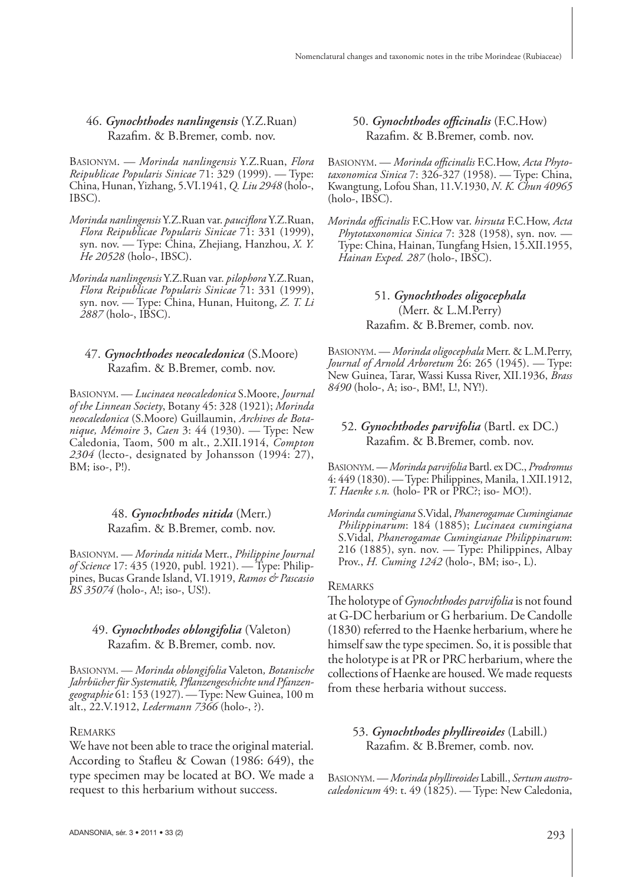### 46. *Gynochthodes nanlingensis* (Y.Z.Ruan) Razafim. & B.Bremer, comb. nov.

Basionym. — *Morinda nanlingensis* Y.Z.Ruan, *Flora Reipublicae Popularis Sinicae* 71: 329 (1999). — Type: China, Hunan, Yizhang, 5.VI.1941, *Q. Liu 2948* (holo-, IBSC).

*Morinda nanlingensis* Y.Z.Ruan var. *pauciflora* Y.Z.Ruan, *Flora Reipublicae Popularis Sinicae* 71: 331 (1999), syn. nov. — Type: China, Zhejiang, Hanzhou, *X. Y. He 20528* (holo-, IBSC).

*Morinda nanlingensis* Y.Z.Ruan var. *pilophora* Y.Z.Ruan, *Flora Reipublicae Popularis Sinicae* 71: 331 (1999), syn. nov. — Type: China, Hunan, Huitong, *Z. T. Li 2887* (holo-, IBSC).

### 47. *Gynochthodes neocaledonica* (S.Moore) Razafim. & B.Bremer, comb. nov.

Basionym. — *Lucinaea neocaledonica* S.Moore, *Journal of the Linnean Society*, Botany 45: 328 (1921); *Morinda neocaledonica* (S.Moore) Guillaumin, *Archives de Botanique, Mémoire* 3, *Caen* 3: 44 (1930). — Type: New Caledonia, Taom, 500 m alt., 2.XII.1914, *Compton 2304* (lecto-, designated by Johansson (1994: 27), BM; iso-, P!).

### 48. *Gynochthodes nitida* (Merr.) Razafim. & B.Bremer, comb. nov.

Basionym. — *Morinda nitida* Merr., *Philippine Journal of Science* 17: 435 (1920, publ. 1921). — Type: Philippines, Bucas Grande Island, VI.1919, *Ramos & Pascasio BS 35074* (holo-, A!; iso-, US!).

### 49. *Gynochthodes oblongifolia* (Valeton) Razafim. & B.Bremer, comb. nov.

Basionym. — *Morinda oblongifolia* Valeton, *Botanische Jahrbücher für Systematik, Pflanzengeschichte und Pflanzengeographie* 61: 153 (1927). — Type: New Guinea, 100 m alt., 22.V.1912, *Ledermann 7366* (holo-, ?).

#### Remarks

We have not been able to trace the original material. According to Stafleu & Cowan (1986: 649), the type specimen may be located at BO. We made a request to this herbarium without success.

### 50. *Gynochthodes officinalis* (F.C.How) Razafim. & B.Bremer, comb. nov.

Basionym. — *Morinda officinalis* F.C.How, *Acta Phytotaxonomica Sinica* 7: 326-327 (1958). — Type: China, Kwangtung, Lofou Shan, 11.V.1930, *N. K. Chun 40965* (holo-, IBSC).

*Morinda officinalis* F.C.How var. *hirsuta* F.C.How, *Acta Phytotaxonomica Sinica* 7: 328 (1958), syn. nov. — Type: China, Hainan, Tungfang Hsien, 15.XII.1955, *Hainan Exped. 287* (holo-, IBSC).

### 51. *Gynochthodes oligocephala* (Merr. & L.M.Perry) Razafim. & B.Bremer, comb. nov.

Basionym. — *Morinda oligocephala* Merr. & L.M.Perry, *Journal of Arnold Arboretum* 26: 265 (1945). — Type: New Guinea, Tarar, Wassi Kussa River, XII.1936, *Brass 8490* (holo-, A; iso-, BM!, L!, NY!).

### 52. *Gynochthodes parvifolia* (Bartl. ex DC.) Razafim. & B.Bremer, comb. nov.

Basionym. — *Morinda parvifolia* Bartl. ex DC., *Prodromus* 4: 449 (1830). — Type: Philippines, Manila, 1.XII.1912, *T. Haenke s.n.* (holo- PR or PRC?; iso- MO!).

*Morinda cumingiana* S.Vidal, *Phanerogamae Cumingianae Philippinarum*: 184 (1885); *Lucinaea cumingiana* S.Vidal, *Phanerogamae Cumingianae Philippinarum*: 216 (1885), syn. nov. — Type: Philippines, Albay Prov., *H. Cuming 1242* (holo-, BM; iso-, L).

#### Remarks

The holotype of *Gynochthodes parvifolia* is not found at G-DC herbarium or G herbarium. De Candolle (1830) referred to the Haenke herbarium, where he himself saw the type specimen. So, it is possible that the holotype is at PR or PRC herbarium, where the collections of Haenke are housed. We made requests from these herbaria without success.

### 53. *Gynochthodes phyllireoides* (Labill.) Razafim. & B.Bremer, comb. nov.

Basionym. — *Morinda phyllireoides* Labill., *Sertum austrocaledonicum* 49: t. 49 (1825). — Type: New Caledonia,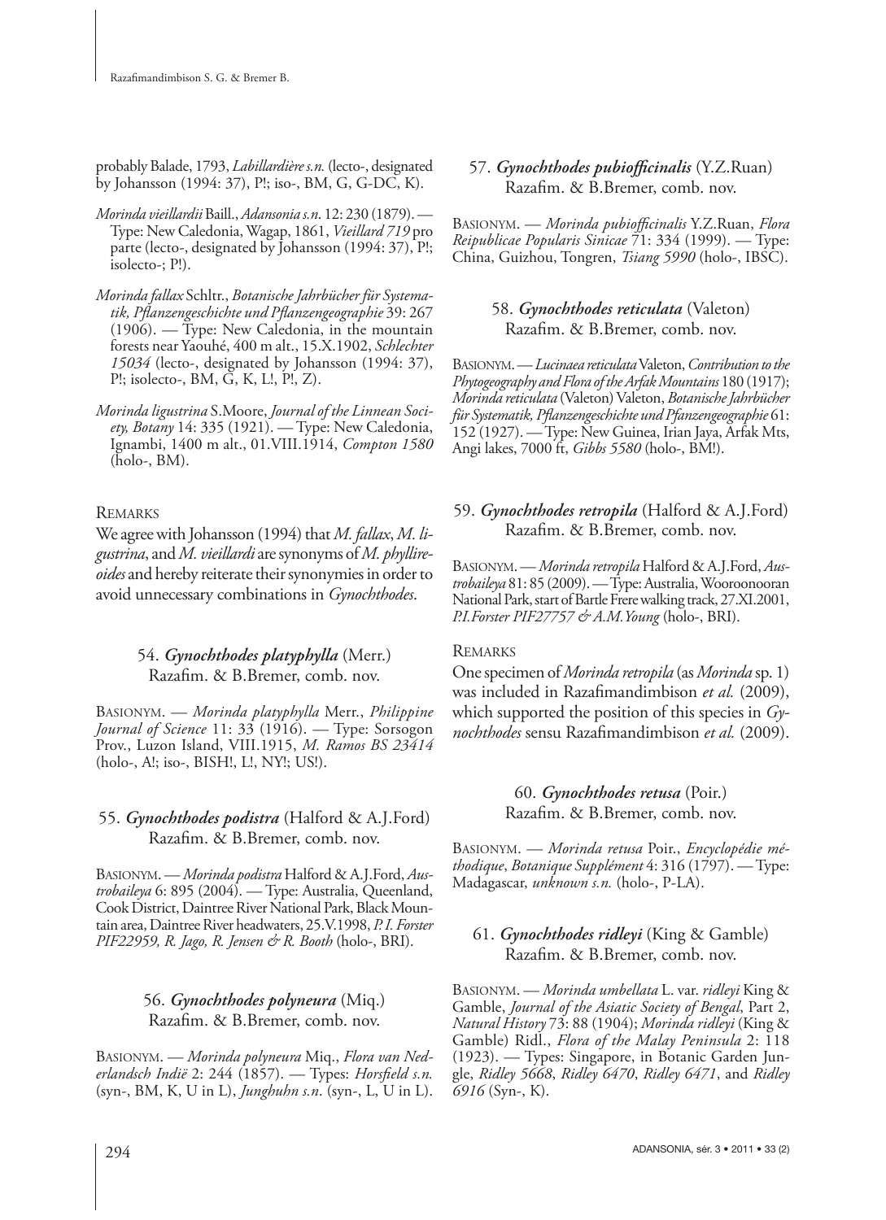probably Balade, 1793, *Labillardière s.n.* (lecto-, designated by Johansson (1994: 37), P!; iso-, BM, G, G-DC, K).

*Morinda vieillardii* Baill., *Adansonia s.n.* 12: 230 (1879). — Type: New Caledonia, Wagap, 1861, *Vieillard 719* pro parte (lecto-, designated by Johansson (1994: 37), P!; isolecto-; P!).

*Morinda fallax* Schltr., *Botanische Jahrbücher für Systematik, Pflanzengeschichte und Pflanzengeographie* 39: 267 (1906). — Type: New Caledonia, in the mountain forests near Yaouhé, 400 m alt., 15.X.1902, *Schlechter 15034* (lecto-, designated by Johansson (1994: 37), P!; isolecto-, BM, G, K, L!, P!, Z).

*Morinda ligustrina* S.Moore, *Journal of the Linnean Society, Botany* 14: 335 (1921). — Type: New Caledonia, Ignambi, 1400 m alt., 01.VIII.1914, *Compton 1580* (holo-, BM).

REMARKS

We agree with Johansson (1994) that *M. fallax*, *M. ligustrina*, and *M. vieillardi* are synonyms of *M. phyllireoides* and hereby reiterate their synonymies in order to avoid unnecessary combinations in *Gynochthodes*.

### 54. ***Gynochthodes platyphylla*** (Merr.) Razafim. & B.Bremer, comb. nov.

BASIONYM. — *Morinda platyphylla* Merr., *Philippine Journal of Science* 11: 33 (1916). — Type: Sorsogon Prov., Luzon Island, VIII.1915, *M. Ramos BS 23414* (holo-, A!; iso-, BISH!, L!, NY!; US!).

### 55. ***Gynochthodes podistra*** (Halford & A.J.Ford) Razafim. & B.Bremer, comb. nov.

BASIONYM. — *Morinda podistra* Halford & A.J.Ford, *Austrobaileya* 6: 895 (2004). — Type: Australia, Queenland, Cook District, Daintree River National Park, Black Mountain area, Daintree River headwaters, 25.V.1998, *P. I. Forster PIF22959, R. Jago, R. Jensen & R. Booth* (holo-, BRI).

### 56. ***Gynochthodes polyneura*** (Miq.) Razafim. & B.Bremer, comb. nov.

BASIONYM. — *Morinda polyneura* Miq., *Flora van Nederlandsch Indië* 2: 244 (1857). — Types: *Horsfield s.n.* (syn-, BM, K, U in L), *Junghuhn s.n.* (syn-, L, U in L).

### 57. ***Gynochthodes pubiofficinalis*** (Y.Z.Ruan) Razafim. & B.Bremer, comb. nov.

BASIONYM. — *Morinda pubiofficinalis* Y.Z.Ruan, *Flora Reipublicae Popularis Sinicae* 71: 334 (1999). — Type: China, Guizhou, Tongren, *Tsiang 5990* (holo-, IBSC).

### 58. ***Gynochthodes reticulata*** (Valeton) Razafim. & B.Bremer, comb. nov.

BASIONYM. — *Lucinaea reticulata* Valeton, *Contribution to the Phytogeography and Flora of the Arfak Mountains* 180 (1917); *Morinda reticulata* (Valeton) Valeton, *Botanische Jahrbücher für Systematik, Pflanzengeschichte und Pfanzengeographie* 61: 152 (1927). — Type: New Guinea, Irian Jaya, Arfak Mts, Angi lakes, 7000 ft, *Gibbs 5580* (holo-, BM!).

### 59. ***Gynochthodes retropila*** (Halford & A.J.Ford) Razafim. & B.Bremer, comb. nov.

BASIONYM. — *Morinda retropila* Halford & A.J.Ford, *Austrobaileya* 81: 85 (2009). — Type: Australia, Wooroonooran National Park, start of Bartle Frere walking track, 27.XI.2001, *P.I.Forster PIF27757 & A.M.Young* (holo-, BRI).

REMARKS

One specimen of *Morinda retropila* (as *Morinda* sp. 1) was included in Razafimandimbison *et al.* (2009), which supported the position of this species in *Gynochthodes* sensu Razafimandimbison *et al.* (2009).

### 60. ***Gynochthodes retusa*** (Poir.) Razafim. & B.Bremer, comb. nov.

BASIONYM. — *Morinda retusa* Poir., *Encyclopédie méthodique*, *Botanique Supplément* 4: 316 (1797). — Type: Madagascar, *unknown s.n.* (holo-, P-LA).

### 61. ***Gynochthodes ridleyi*** (King & Gamble) Razafim. & B.Bremer, comb. nov.

BASIONYM. — *Morinda umbellata* L. var. *ridleyi* King & Gamble, *Journal of the Asiatic Society of Bengal*, Part 2, *Natural History* 73: 88 (1904); *Morinda ridleyi* (King & Gamble) Ridl., *Flora of the Malay Peninsula* 2: 118 (1923). — Types: Singapore, in Botanic Garden Jungle, *Ridley 5668*, *Ridley 6470*, *Ridley 6471*, and *Ridley 6916* (Syn-, K).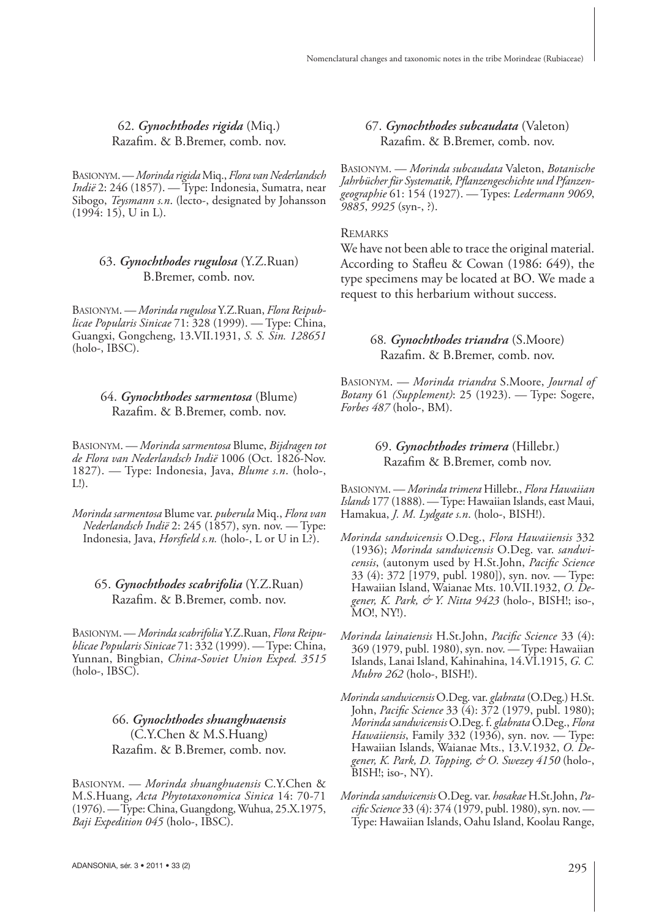### 62. *Gynochthodes rigida* (Miq.) Razafim. & B.Bremer, comb. nov.

BASIONYM. — *Morinda rigida* Miq., *Flora van Nederlandsch Indië* 2: 246 (1857). — Type: Indonesia, Sumatra, near Sibogo, *Teysmann s.n.* (lecto-, designated by Johansson (1994: 15), U in L).

### 63. *Gynochthodes rugulosa* (Y.Z.Ruan) B.Bremer, comb. nov.

BASIONYM. — *Morinda rugulosa* Y.Z.Ruan, *Flora Reipublicae Popularis Sinicae* 71: 328 (1999). — Type: China, Guangxi, Gongcheng, 13.VII.1931, *S. S. Sin. 128651* (holo-, IBSC).

### 64. *Gynochthodes sarmentosa* (Blume) Razafim. & B.Bremer, comb. nov.

BASIONYM. — *Morinda sarmentosa* Blume, *Bijdragen tot de Flora van Nederlandsch Indië* 1006 (Oct. 1826-Nov. 1827). — Type: Indonesia, Java, *Blume s.n.* (holo-, L!).

*Morinda sarmentosa* Blume var. *puberula* Miq., *Flora van Nederlandsch Indië* 2: 245 (1857), syn. nov. — Type: Indonesia, Java, *Horsfield s.n.* (holo-, L or U in L?).

### 65. *Gynochthodes scabrifolia* (Y.Z.Ruan) Razafim. & B.Bremer, comb. nov.

BASIONYM. — *Morinda scabrifolia* Y.Z.Ruan, *Flora Reipublicae Popularis Sinicae* 71: 332 (1999). — Type: China, Yunnan, Bingbian, *China-Soviet Union Exped. 3515* (holo-, IBSC).

### 66. *Gynochthodes shuanghuaensis* (C.Y.Chen & M.S.Huang) Razafim. & B.Bremer, comb. nov.

BASIONYM. — *Morinda shuanghuaensis* C.Y.Chen & M.S.Huang, *Acta Phytotaxonomica Sinica* 14: 70-71 (1976). — Type: China, Guangdong, Wuhua, 25.X.1975, *Baji Expedition 045* (holo-, IBSC).

### 67. *Gynochthodes subcaudata* (Valeton) Razafim. & B.Bremer, comb. nov.

BASIONYM. — *Morinda subcaudata* Valeton, *Botanische Jahrbücher für Systematik, Pflanzengeschichte und Pflanzengeographie* 61: 154 (1927). — Types: *Ledermann 9069*, *9885*, *9925* (syn-, ?).

REMARKS

We have not been able to trace the original material. According to Stafleu & Cowan (1986: 649), the type specimens may be located at BO. We made a request to this herbarium without success.

### 68. *Gynochthodes triandra* (S.Moore) Razafim. & B.Bremer, comb. nov.

BASIONYM. — *Morinda triandra* S.Moore, *Journal of Botany* 61 *(Supplement)*: 25 (1923). — Type: Sogere, *Forbes 487* (holo-, BM).

### 69. *Gynochthodes trimera* (Hillebr.) Razafim & B.Bremer, comb nov.

BASIONYM. — *Morinda trimera* Hillebr., *Flora Hawaiian Islands* 177 (1888). — Type: Hawaiian Islands, east Maui, Hamakua, *J. M. Lydgate s.n.* (holo-, BISH!).

*Morinda sandwicensis* O.Deg., *Flora Hawaiiensis* 332 (1936); *Morinda sandwicensis* O.Deg. var. *sandwicensis*, (autonym used by H.St.John, *Pacific Science* 33 (4): 372 [1979, publ. 1980]), syn. nov. — Type: Hawaiian Island, Waianae Mts. 10.VII.1932, *O. Degener, K. Park, & Y. Nitta 9423* (holo-, BISH!; iso-, MO!, NY!).

*Morinda lainaiensis* H.St.John, *Pacific Science* 33 (4): 369 (1979, publ. 1980), syn. nov. — Type: Hawaiian Islands, Lanai Island, Kahinahina, 14.VI.1915, *G. C. Mubro 262* (holo-, BISH!).

*Morinda sandwicensis* O.Deg. var. *glabrata* (O.Deg.) H.St. John, *Pacific Science* 33 (4): 372 (1979, publ. 1980); *Morinda sandwicensis* O.Deg. f. *glabrata* O.Deg., *Flora Hawaiiensis*, Family 332 (1936), syn. nov. — Type: Hawaiian Islands, Waianae Mts., 13.V.1932, *O. Degener, K. Park, D. Topping, & O. Swezey 4150* (holo-, BISH!; iso-, NY).

*Morinda sandwicensis* O.Deg. var. *hosakae* H.St.John, *Pacific Science* 33 (4): 374 (1979, publ. 1980), syn. nov. — Type: Hawaiian Islands, Oahu Island, Koolau Range,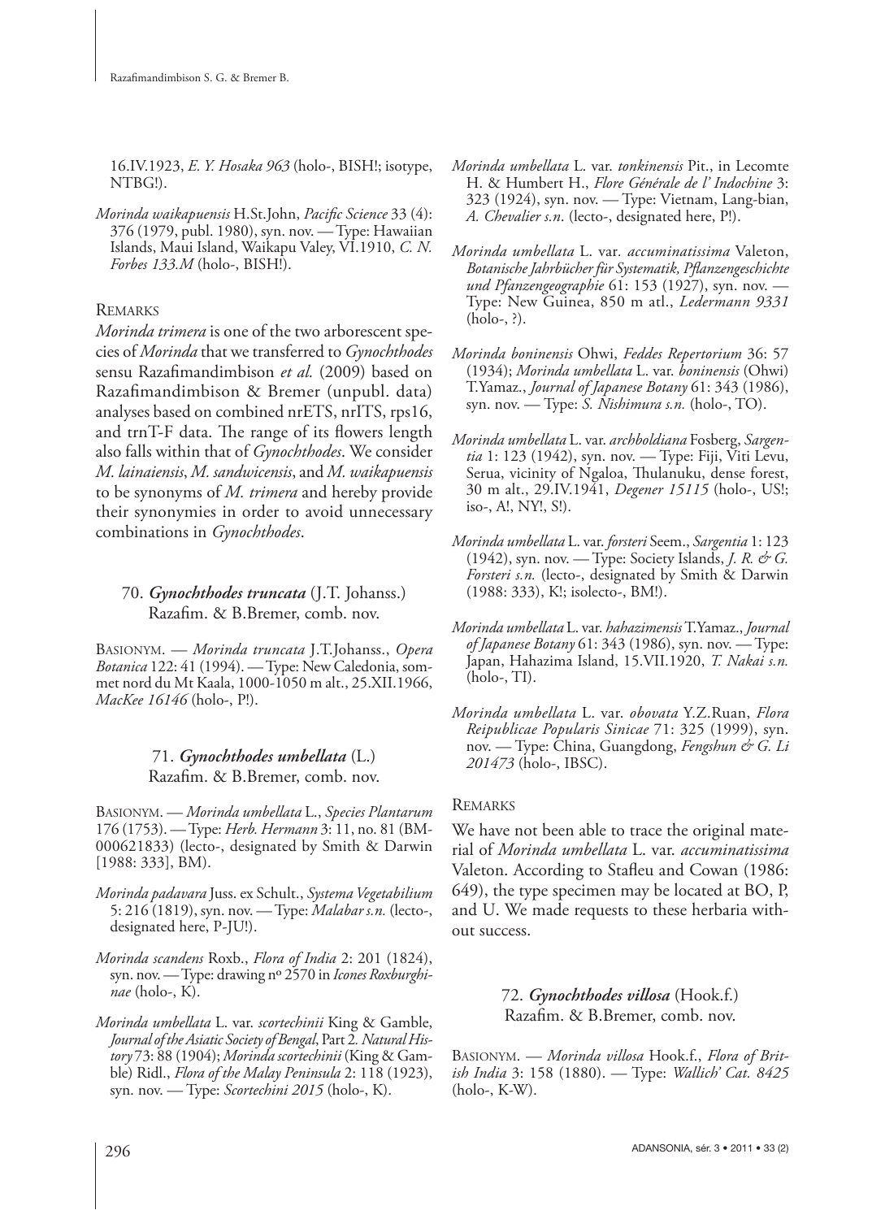16.IV.1923, *E. Y. Hosaka 963* (holo-, BISH!; isotype, NTBG!).

*Morinda waikapuensis* H.St.John, *Pacific Science* 33 (4): 376 (1979, publ. 1980), syn. nov. — Type: Hawaiian Islands, Maui Island, Waikapu Valey, VI.1910, *C. N. Forbes 133.M* (holo-, BISH!).

### Remarks

*Morinda trimera* is one of the two arborescent species of *Morinda* that we transferred to *Gynochthodes* sensu Razafimandimbison *et al.* (2009) based on Razafimandimbison & Bremer (unpubl. data) analyses based on combined nrETS, nrITS, rps16, and trnT-F data. The range of its flowers length also falls within that of *Gynochthodes*. We consider *M. lainaiensis*, *M. sandwicensis*, and *M. waikapuensis* to be synonyms of *M. trimera* and hereby provide their synonymies in order to avoid unnecessary combinations in *Gynochthodes*.

## 70. ***Gynochthodes truncata*** (J.T. Johanss.) Razafim. & B.Bremer, comb. nov.

Basionym. — *Morinda truncata* J.T.Johanss., *Opera Botanica* 122: 41 (1994). — Type: New Caledonia, sommet nord du Mt Kaala, 1000-1050 m alt., 25.XII.1966, *MacKee 16146* (holo-, P!).

## 71. ***Gynochthodes umbellata*** (L.) Razafim. & B.Bremer, comb. nov.

Basionym. — *Morinda umbellata* L., *Species Plantarum* 176 (1753). — Type: *Herb. Hermann* 3: 11, no. 81 (BM-000621833) (lecto-, designated by Smith & Darwin [1988: 333], BM).

*Morinda padavara* Juss. ex Schult., *Systema Vegetabilium* 5: 216 (1819), syn. nov. — Type: *Malabar s.n.* (lecto-, designated here, P-JU!).

*Morinda scandens* Roxb., *Flora of India* 2: 201 (1824), syn. nov. — Type: drawing nº 2570 in *Icones Roxburghinae* (holo-, K).

*Morinda umbellata* L. var. *scortechinii* King & Gamble, *Journal of the Asiatic Society of Bengal*, Part 2. *Natural History* 73: 88 (1904); *Morinda scortechinii* (King & Gamble) Ridl., *Flora of the Malay Peninsula* 2: 118 (1923), syn. nov. — Type: *Scortechini 2015* (holo-, K).

*Morinda umbellata* L. var. *tonkinensis* Pit., in Lecomte H. & Humbert H., *Flore Générale de l' Indochine* 3: 323 (1924), syn. nov. — Type: Vietnam, Lang-bian, *A. Chevalier s.n*. (lecto-, designated here, P!).

*Morinda umbellata* L. var. *accuminatissima* Valeton, *Botanische Jahrbücher für Systematik, Pflanzengeschichte und Pfanzengeographie* 61: 153 (1927), syn. nov. — Type: New Guinea, 850 m atl., *Ledermann 9331* (holo-, ?).

*Morinda boninensis* Ohwi, *Feddes Repertorium* 36: 57 (1934); *Morinda umbellata* L. var. *boninensis* (Ohwi) T.Yamaz., *Journal of Japanese Botany* 61: 343 (1986), syn. nov. — Type: *S. Nishimura s.n.* (holo-, TO).

*Morinda umbellata* L. var. *archboldiana* Fosberg, *Sargentia* 1: 123 (1942), syn. nov. — Type: Fiji, Viti Levu, Serua, vicinity of Ngaloa, Thulanuku, dense forest, 30 m alt., 29.IV.1941, *Degener 15115* (holo-, US!; iso-, A!, NY!, S!).

*Morinda umbellata* L. var. *forsteri* Seem., *Sargentia* 1: 123 (1942), syn. nov. — Type: Society Islands, *J. R. & G. Forsteri s.n.* (lecto-, designated by Smith & Darwin (1988: 333), K!; isolecto-, BM!).

*Morinda umbellata* L. var. *hahazimensis* T.Yamaz., *Journal of Japanese Botany* 61: 343 (1986), syn. nov. — Type: Japan, Hahazima Island, 15.VII.1920, *T. Nakai s.n.* (holo-, TI).

*Morinda umbellata* L. var. *obovata* Y.Z.Ruan, *Flora Reipublicae Popularis Sinicae* 71: 325 (1999), syn. nov. — Type: China, Guangdong, *Fengshun & G. Li 201473* (holo-, IBSC).

### Remarks

We have not been able to trace the original material of *Morinda umbellata* L. var. *accuminatissima* Valeton. According to Stafleu and Cowan (1986: 649), the type specimen may be located at BO, P, and U. We made requests to these herbaria without success.

## 72. ***Gynochthodes villosa*** (Hook.f.) Razafim. & B.Bremer, comb. nov.

Basionym. — *Morinda villosa* Hook.f., *Flora of British India* 3: 158 (1880). — Type: *Wallich' Cat. 8425* (holo-, K-W).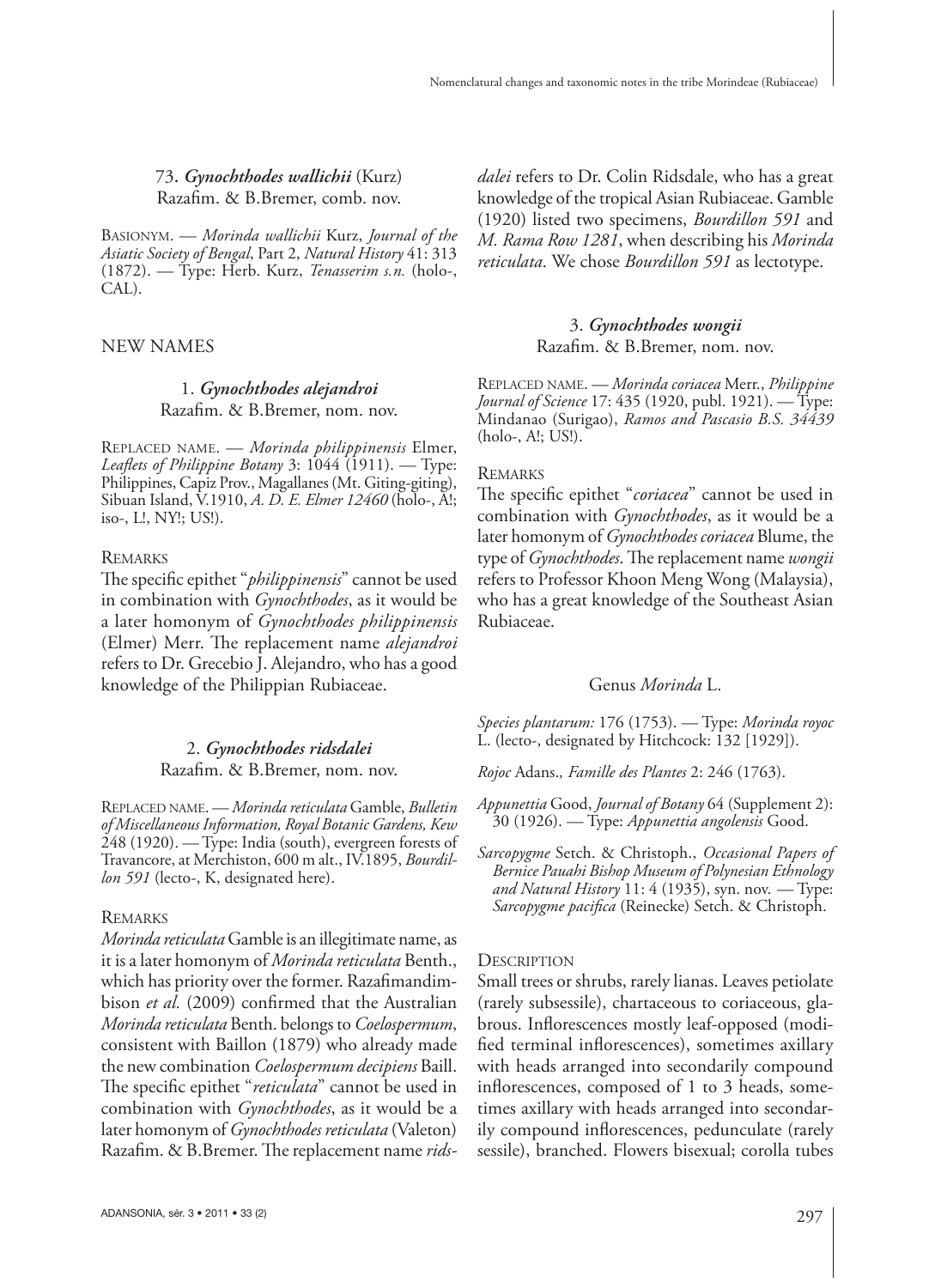### 73. *Gynochthodes wallichii* (Kurz) Razafim. & B.Bremer, comb. nov.

BASIONYM. — *Morinda wallichii* Kurz, *Journal of the Asiatic Society of Bengal*, Part 2, *Natural History* 41: 313 (1872). — Type: Herb. Kurz, *Tenasserim s.n.* (holo-, CAL).

## NEW NAMES

### 1. *Gynochthodes alejandroi* Razafim. & B.Bremer, nom. nov.

REPLACED NAME. — *Morinda philippinensis* Elmer, *Leaflets of Philippine Botany* 3: 1044 (1911). — Type: Philippines, Capiz Prov., Magallanes (Mt. Giting-giting), Sibuan Island, V.1910, *A. D. E. Elmer 12460* (holo-, A!; iso-, L!, NY!; US!).

REMARKS

The specific epithet "*philippinensis*" cannot be used in combination with *Gynochthodes*, as it would be a later homonym of *Gynochthodes philippinensis* (Elmer) Merr. The replacement name *alejandroi* refers to Dr. Grecebio J. Alejandro, who has a good knowledge of the Philippian Rubiaceae.

### 2. *Gynochthodes ridsdalei* Razafim. & B.Bremer, nom. nov.

REPLACED NAME. — *Morinda reticulata* Gamble, *Bulletin of Miscellaneous Information, Royal Botanic Gardens, Kew* 248 (1920). — Type: India (south), evergreen forests of Travancore, at Merchiston, 600 m alt., IV.1895, *Bourdillon 591* (lecto-, K, designated here).

REMARKS

*Morinda reticulata* Gamble is an illegitimate name, as it is a later homonym of *Morinda reticulata* Benth., which has priority over the former. Razafimandimbison *et al.* (2009) confirmed that the Australian *Morinda reticulata* Benth. belongs to *Coelospermum*, consistent with Baillon (1879) who already made the new combination *Coelospermum decipiens* Baill. The specific epithet "*reticulata*" cannot be used in combination with *Gynochthodes*, as it would be a later homonym of *Gynochthodes reticulata* (Valeton) Razafim. & B.Bremer. The replacement name *ridsdalei* refers to Dr. Colin Ridsdale, who has a great knowledge of the tropical Asian Rubiaceae. Gamble (1920) listed two specimens, *Bourdillon 591* and *M. Rama Row 1281*, when describing his *Morinda reticulata*. We chose *Bourdillon 591* as lectotype.

### 3. *Gynochthodes wongii* Razafim. & B.Bremer, nom. nov.

REPLACED NAME. — *Morinda coriacea* Merr., *Philippine Journal of Science* 17: 435 (1920, publ. 1921). — Type: Mindanao (Surigao), *Ramos and Pascasio B.S. 34439* (holo-, A!; US!).

REMARKS

The specific epithet "*coriacea*" cannot be used in combination with *Gynochthodes*, as it would be a later homonym of *Gynochthodes coriacea* Blume, the type of *Gynochthodes*. The replacement name *wongii* refers to Professor Khoon Meng Wong (Malaysia), who has a great knowledge of the Southeast Asian Rubiaceae.

## Genus *Morinda* L.

*Species plantarum:* 176 (1753). — Type: *Morinda royoc* L. (lecto-, designated by Hitchcock: 132 [1929]).

*Rojoc* Adans.*, Famille des Plantes* 2: 246 (1763).

*Appunettia* Good, *Journal of Botany* 64 (Supplement 2): 30 (1926). — Type: *Appunettia angolensis* Good.

*Sarcopygme* Setch. & Christoph., *Occasional Papers of Bernice Pauahi Bishop Museum of Polynesian Ethnology and Natural History* 11: 4 (1935), syn. nov. — Type: *Sarcopygme pacifica* (Reinecke) Setch. & Christoph.

DESCRIPTION

Small trees or shrubs, rarely lianas. Leaves petiolate (rarely subsessile), chartaceous to coriaceous, glabrous. Inflorescences mostly leaf-opposed (modified terminal inflorescences), sometimes axillary with heads arranged into secondarily compound inflorescences, composed of 1 to 3 heads, sometimes axillary with heads arranged into secondarily compound inflorescences, pedunculate (rarely sessile), branched. Flowers bisexual; corolla tubes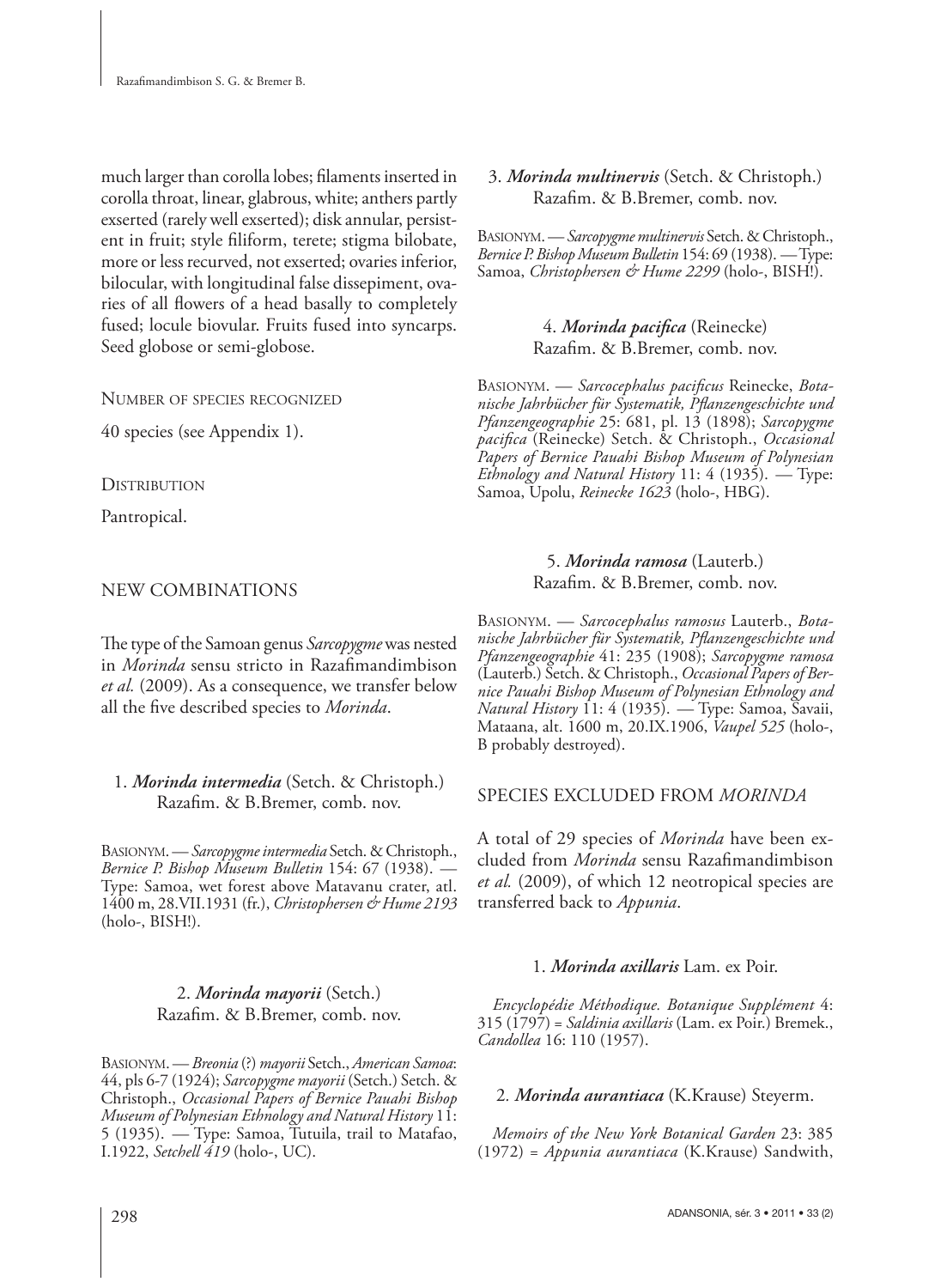much larger than corolla lobes; filaments inserted in corolla throat, linear, glabrous, white; anthers partly exserted (rarely well exserted); disk annular, persistent in fruit; style filiform, terete; stigma bilobate, more or less recurved, not exserted; ovaries inferior, bilocular, with longitudinal false dissepiment, ovaries of all flowers of a head basally to completely fused; locule biovular. Fruits fused into syncarps. Seed globose or semi-globose.

NUMBER OF SPECIES RECOGNIZED

40 species (see Appendix 1).

DISTRIBUTION

Pantropical.

## NEW COMBINATIONS

The type of the Samoan genus *Sarcopygme* was nested in *Morinda* sensu stricto in Razafimandimbison *et al.* (2009). As a consequence, we transfer below all the five described species to *Morinda*.

### 1. *Morinda intermedia* (Setch. & Christoph.) Razafim. & B.Bremer, comb. nov.

BASIONYM. — *Sarcopygme intermedia* Setch. & Christoph., *Bernice P. Bishop Museum Bulletin* 154: 67 (1938). — Type: Samoa, wet forest above Matavanu crater, atl. 1400 m, 28.VII.1931 (fr.), *Christophersen & Hume 2193* (holo-, BISH!).

### 2. *Morinda mayorii* (Setch.) Razafim. & B.Bremer, comb. nov.

BASIONYM. — *Breonia* (?) *mayorii* Setch., *American Samoa*: 44, pls 6-7 (1924); *Sarcopygme mayorii* (Setch.) Setch. & Christoph., *Occasional Papers of Bernice Pauahi Bishop Museum of Polynesian Ethnology and Natural History* 11: 5 (1935). — Type: Samoa, Tutuila, trail to Matafao, I.1922, *Setchell 419* (holo-, UC).

### 3. *Morinda multinervis* (Setch. & Christoph.) Razafim. & B.Bremer, comb. nov.

BASIONYM. — *Sarcopygme multinervis* Setch. & Christoph., *Bernice P. Bishop Museum Bulletin* 154: 69 (1938). — Type: Samoa, *Christophersen & Hume 2299* (holo-, BISH!).

### 4. *Morinda pacifica* (Reinecke) Razafim. & B.Bremer, comb. nov.

BASIONYM. — *Sarcocephalus pacificus* Reinecke, *Botanische Jahrbücher für Systematik, Pflanzengeschichte und Pfanzengeographie* 25: 681, pl. 13 (1898); *Sarcopygme pacifica* (Reinecke) Setch. & Christoph., *Occasional Papers of Bernice Pauahi Bishop Museum of Polynesian Ethnology and Natural History* 11: 4 (1935). — Type: Samoa, Upolu, *Reinecke 1623* (holo-, HBG).

### 5. *Morinda ramosa* (Lauterb.) Razafim. & B.Bremer, comb. nov.

BASIONYM. — *Sarcocephalus ramosus* Lauterb., *Botanische Jahrbücher für Systematik, Pflanzengeschichte und Pfanzengeographie* 41: 235 (1908); *Sarcopygme ramosa* (Lauterb.) Setch. & Christoph., *Occasional Papers of Bernice Pauahi Bishop Museum of Polynesian Ethnology and Natural History* 11: 4 (1935). — Type: Samoa, Savaii, Mataana, alt. 1600 m, 20.IX.1906, *Vaupel 525* (holo-, B probably destroyed).

## SPECIES EXCLUDED FROM *MORINDA*

A total of 29 species of *Morinda* have been excluded from *Morinda* sensu Razafimandimbison *et al.* (2009), of which 12 neotropical species are transferred back to *Appunia*.

### 1. *Morinda axillaris* Lam. ex Poir.

*Encyclopédie Méthodique. Botanique Supplément* 4: 315 (1797) = *Saldinia axillaris* (Lam. ex Poir.) Bremek., *Candollea* 16: 110 (1957).

### 2. *Morinda aurantiaca* (K.Krause) Steyerm.

*Memoirs of the New York Botanical Garden* 23: 385 (1972) = *Appunia aurantiaca* (K.Krause) Sandwith,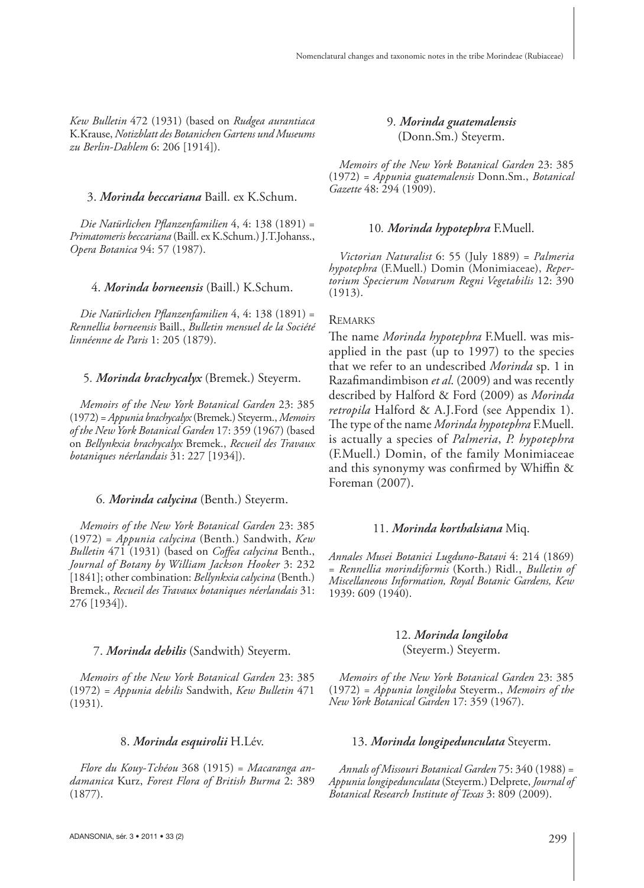*Kew Bulletin* 472 (1931) (based on *Rudgea aurantiaca* K.Krause, *Notizblatt des Botanichen Gartens und Museums zu Berlin-Dahlem* 6: 206 [1914]).

### 3. *Morinda beccariana* Baill. ex K.Schum.

*Die Natürlichen Pflanzenfamilien* 4, 4: 138 (1891) = *Primatomeris beccariana* (Baill. ex K.Schum.) J.T.Johanss., *Opera Botanica* 94: 57 (1987).

### 4. *Morinda borneensis* (Baill.) K.Schum.

*Die Natürlichen Pflanzenfamilien* 4, 4: 138 (1891) = *Rennellia borneensis* Baill., *Bulletin mensuel de la Société linnéenne de Paris* 1: 205 (1879).

### 5. *Morinda brachycalyx* (Bremek.) Steyerm.

*Memoirs of the New York Botanical Garden* 23: 385 (1972) = *Appunia brachycalyx* (Bremek.) Steyerm., *Memoirs of the New York Botanical Garden* 17: 359 (1967) (based on *Bellynkxia brachycalyx* Bremek., *Recueil des Travaux botaniques néerlandais* 31: 227 [1934]).

### 6. *Morinda calycina* (Benth.) Steyerm.

*Memoirs of the New York Botanical Garden* 23: 385 (1972) = *Appunia calycina* (Benth.) Sandwith, *Kew Bulletin* 471 (1931) (based on *Coffea calycina* Benth., *Journal of Botany by William Jackson Hooker* 3: 232 [1841]; other combination: *Bellynkxia calycina* (Benth.) Bremek., *Recueil des Travaux botaniques néerlandais* 31: 276 [1934]).

### 7. *Morinda debilis* (Sandwith) Steyerm.

*Memoirs of the New York Botanical Garden* 23: 385 (1972) = *Appunia debilis* Sandwith, *Kew Bulletin* 471 (1931).

### 8. *Morinda esquirolii* H.Lév.

*Flore du Kouy-Tchéou* 368 (1915) = *Macaranga andamanica* Kurz, *Forest Flora of British Burma* 2: 389 (1877).

### 9. *Morinda guatemalensis* (Donn.Sm.) Steyerm.

*Memoirs of the New York Botanical Garden* 23: 385 (1972) = *Appunia guatemalensis* Donn.Sm., *Botanical Gazette* 48: 294 (1909).

### 10. *Morinda hypotephra* F.Muell.

*Victorian Naturalist* 6: 55 (July 1889) = *Palmeria hypotephra* (F.Muell.) Domin (Monimiaceae), *Repertorium Specierum Novarum Regni Vegetabilis* 12: 390 (1913).

Remarks

The name *Morinda hypotephra* F.Muell. was misapplied in the past (up to 1997) to the species that we refer to an undescribed *Morinda* sp. 1 in Razafimandimbison *et al*. (2009) and was recently described by Halford & Ford (2009) as *Morinda retropila* Halford & A.J.Ford (see Appendix 1). The type of the name *Morinda hypotephra* F.Muell. is actually a species of *Palmeria*, *P. hypotephra* (F.Muell.) Domin, of the family Monimiaceae and this synonymy was confirmed by Whiffin & Foreman (2007).

### 11. *Morinda korthalsiana* Miq.

*Annales Musei Botanici Lugduno-Batavi* 4: 214 (1869) = *Rennellia morindiformis* (Korth.) Ridl., *Bulletin of Miscellaneous Information, Royal Botanic Gardens, Kew* 1939: 609 (1940).

### 12. *Morinda longiloba* (Steyerm.) Steyerm.

*Memoirs of the New York Botanical Garden* 23: 385 (1972) = *Appunia longiloba* Steyerm., *Memoirs of the New York Botanical Garden* 17: 359 (1967).

### 13. *Morinda longipedunculata* Steyerm.

*Annals of Missouri Botanical Garden* 75: 340 (1988) = *Appunia longipedunculata* (Steyerm.) Delprete, *Journal of Botanical Research Institute of Texas* 3: 809 (2009).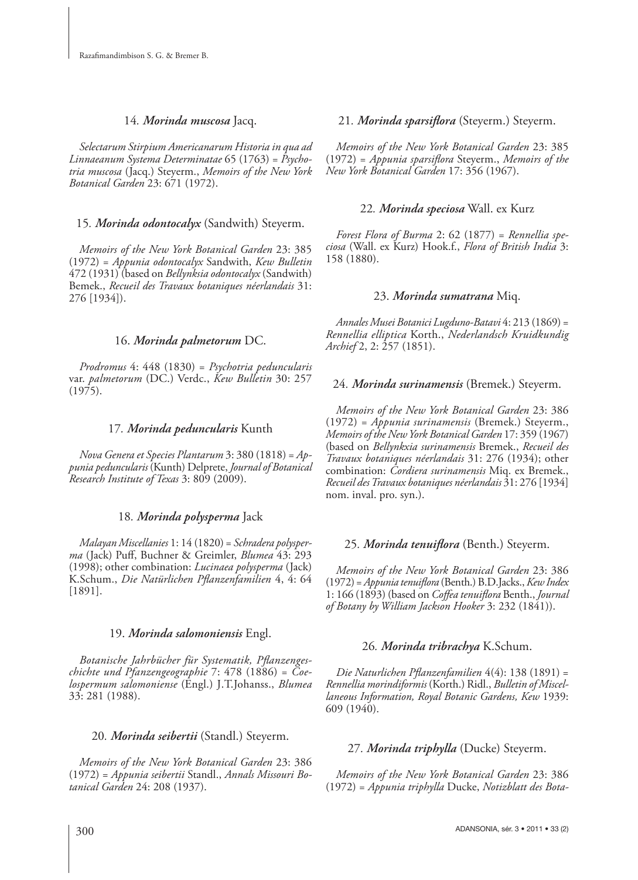### 14. *Morinda muscosa* Jacq.

*Selectarum Stirpium Americanarum Historia in qua ad Linnaeanum Systema Determinatae* 65 (1763) = *Psychotria muscosa* (Jacq.) Steyerm., *Memoirs of the New York Botanical Garden* 23: 671 (1972).

### 15. *Morinda odontocalyx* (Sandwith) Steyerm.

*Memoirs of the New York Botanical Garden* 23: 385 (1972) = *Appunia odontocalyx* Sandwith, *Kew Bulletin* 472 (1931) (based on *Bellynksia odontocalyx* (Sandwith) Bemek., *Recueil des Travaux botaniques néerlandais* 31: 276 [1934]).

### 16. *Morinda palmetorum* DC.

*Prodromus* 4: 448 (1830) = *Psychotria peduncularis* var. *palmetorum* (DC.) Verdc., *Kew Bulletin* 30: 257 (1975).

### 17. *Morinda peduncularis* Kunth

*Nova Genera et Species Plantarum* 3: 380 (1818) = *Appunia peduncularis* (Kunth) Delprete, *Journal of Botanical Research Institute of Texas* 3: 809 (2009).

### 18. *Morinda polysperma* Jack

*Malayan Miscellanies* 1: 14 (1820) = *Schradera polysperma* (Jack) Puff, Buchner & Greimler, *Blumea* 43: 293 (1998); other combination: *Lucinaea polysperma* (Jack) K.Schum., *Die Natürlichen Pflanzenfamilien* 4, 4: 64 [1891].

### 19. *Morinda salomoniensis* Engl.

*Botanische Jahrbücher für Systematik, Pflanzengeschichte und Pfanzengeographie* 7: 478 (1886) = *Coelospermum salomoniense* (Engl.) J.T.Johanss., *Blumea* 33: 281 (1988).

### 20. *Morinda seibertii* (Standl.) Steyerm.

*Memoirs of the New York Botanical Garden* 23: 386 (1972) = *Appunia seibertii* Standl., *Annals Missouri Botanical Garden* 24: 208 (1937).

### 21. *Morinda sparsiflora* (Steyerm.) Steyerm.

*Memoirs of the New York Botanical Garden* 23: 385 (1972) = *Appunia sparsiflora* Steyerm., *Memoirs of the New York Botanical Garden* 17: 356 (1967).

### 22. *Morinda speciosa* Wall. ex Kurz

*Forest Flora of Burma* 2: 62 (1877) = *Rennellia speciosa* (Wall. ex Kurz) Hook.f., *Flora of British India* 3: 158 (1880).

### 23. *Morinda sumatrana* Miq.

*Annales Musei Botanici Lugduno-Batavi* 4: 213 (1869) = *Rennellia elliptica* Korth., *Nederlandsch Kruidkundig Archief* 2, 2: 257 (1851).

### 24. *Morinda surinamensis* (Bremek.) Steyerm.

*Memoirs of the New York Botanical Garden* 23: 386 (1972) = *Appunia surinamensis* (Bremek.) Steyerm., *Memoirs of the New York Botanical Garden* 17: 359 (1967) (based on *Bellynkxia surinamensis* Bremek., *Recueil des Travaux botaniques néerlandais* 31: 276 (1934); other combination: *Cordiera surinamensis* Miq. ex Bremek., *Recueil des Travaux botaniques néerlandais* 31: 276 [1934] nom. inval. pro. syn.).

### 25. *Morinda tenuiflora* (Benth.) Steyerm.

*Memoirs of the New York Botanical Garden* 23: 386 (1972) = *Appunia tenuiflora* (Benth.) B.D.Jacks., *Kew Index* 1: 166 (1893) (based on *Coffea tenuiflora* Benth., *Journal of Botany by William Jackson Hooker* 3: 232 (1841)).

### 26. *Morinda tribrachya* K.Schum.

*Die Naturlichen Pflanzenfamilien* 4(4): 138 (1891) = *Rennellia morindiformis* (Korth.) Ridl., *Bulletin of Miscellaneous Information, Royal Botanic Gardens, Kew* 1939: 609 (1940).

### 27. *Morinda triphylla* (Ducke) Steyerm.

*Memoirs of the New York Botanical Garden* 23: 386 (1972) = *Appunia triphylla* Ducke, *Notizblatt des Bota-*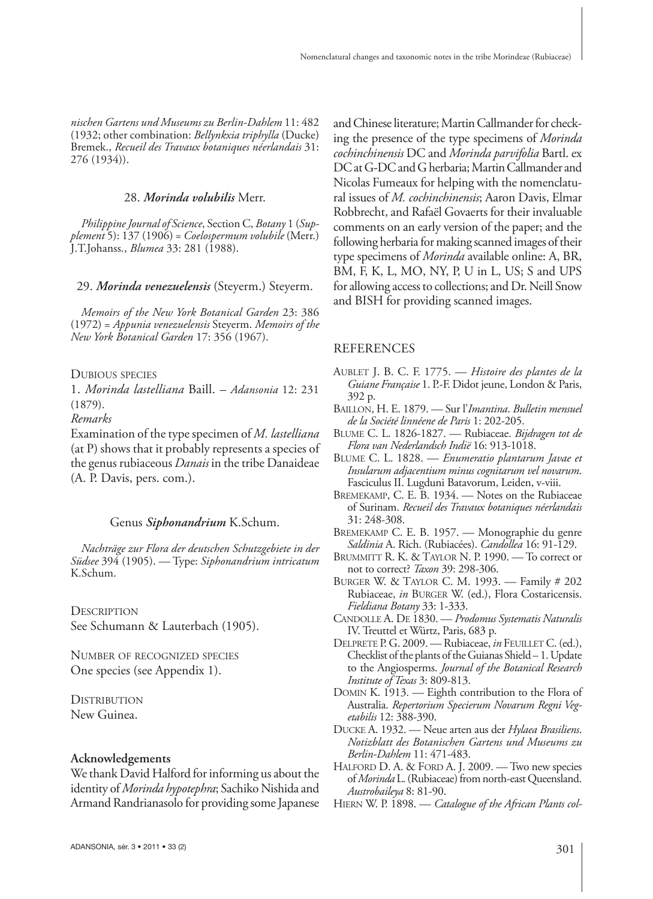*nischen Gartens und Museums zu Berlin-Dahlem* 11: 482 (1932; other combination: *Bellynkxia triphylla* (Ducke) Bremek., *Recueil des Travaux botaniques néerlandais* 31: 276 (1934)).

### 28. *Morinda volubilis* Merr.

*Philippine Journal of Science*, Section C, *Botany* 1 (*Supplement* 5): 137 (1906) = *Coelospermum volubile* (Merr.) J.T.Johanss., *Blumea* 33: 281 (1988).

### 29. *Morinda venezuelensis* (Steyerm.) Steyerm.

*Memoirs of the New York Botanical Garden* 23: 386 (1972) = *Appunia venezuelensis* Steyerm. *Memoirs of the New York Botanical Garden* 17: 356 (1967).

#### Dubious species

1. *Morinda lastelliana* Baill. – *Adansonia* 12: 231 (1879).

*Remarks*

Examination of the type specimen of *M. lastelliana* (at P) shows that it probably represents a species of the genus rubiaceous *Danais* in the tribe Danaideae (A. P. Davis, pers. com.).

## Genus *Siphonandrium* K.Schum.

*Nachträge zur Flora der deutschen Schutzgebiete in der Südsee* 394 (1905). — Type: *Siphonandrium intricatum* K.Schum.

#### Description

See Schumann & Lauterbach (1905).

#### Number of recognized species

One species (see Appendix 1).

#### Distribution

New Guinea.

### Acknowledgements

We thank David Halford for informing us about the identity of *Morinda hypotephra*; Sachiko Nishida and Armand Randrianasolo for providing some Japanese and Chinese literature; Martin Callmander for checking the presence of the type specimens of *Morinda cochinchinensis* DC and *Morinda parvifolia* Bartl. ex DC at G-DC and G herbaria; Martin Callmander and Nicolas Fumeaux for helping with the nomenclatural issues of *M. cochinchinensis*; Aaron Davis, Elmar Robbrecht, and Rafaël Govaerts for their invaluable comments on an early version of the paper; and the following herbaria for making scanned images of their type specimens of *Morinda* available online: A, BR, BM, F, K, L, MO, NY, P, U in L, US; S and UPS for allowing access to collections; and Dr. Neill Snow and BISH for providing scanned images.

## REFERENCES

Aublet J. B. C. F. 1775. — *Histoire des plantes de la Guiane Française* 1. P.-F. Didot jeune, London & Paris, 392 p.

Baillon, H. E. 1879. — Sur l'*Imantina*. *Bulletin mensuel de la Société linnéene de Paris* 1: 202-205.

Blume C. L. 1826-1827. — Rubiaceae. *Bijdragen tot de Flora van Nederlandsch Indië* 16: 913-1018.

Blume C. L. 1828. — *Enumeratio plantarum Javae et Insularum adjacentium minus cognitarum vel novarum*. Fasciculus II. Lugduni Batavorum, Leiden, v-viii.

Bremekamp, C. E. B. 1934. — Notes on the Rubiaceae of Surinam. *Recueil des Travaux botaniques néerlandais* 31: 248-308.

Bremekamp C. E. B. 1957. — Monographie du genre *Saldinia* A. Rich. (Rubiacées). *Candollea* 16: 91-129.

Brummitt R. K. & Taylor N. P. 1990. — To correct or not to correct? *Taxon* 39: 298-306.

Burger W. & Taylor C. M. 1993. — Family # 202 Rubiaceae, *in* Burger W. (ed.), Flora Costaricensis. *Fieldiana Botany* 33: 1-333.

Candolle A. De 1830. — *Prodomus Systematis Naturalis* IV. Treuttel et Würtz, Paris, 683 p.

Delprete P. G. 2009. — Rubiaceae, *in* Feuillet C. (ed.), Checklist of the plants of the Guianas Shield – 1. Update to the Angiosperms. *Journal of the Botanical Research Institute of Texas* 3: 809-813.

Domin K. 1913. — Eighth contribution to the Flora of Australia. *Repertorium Specierum Novarum Regni Vegetabilis* 12: 388-390.

Ducke A. 1932. — Neue arten aus der *Hylaea Brasiliens*. *Notizblatt des Botanischen Gartens und Museums zu Berlin-Dahlem* 11: 471-483.

Halford D. A. & Ford A. J. 2009. — Two new species of *Morinda* L. (Rubiaceae) from north-east Queensland. *Austrobaileya* 8: 81-90.

Hiern W. P. 1898. — *Catalogue of the African Plants col-*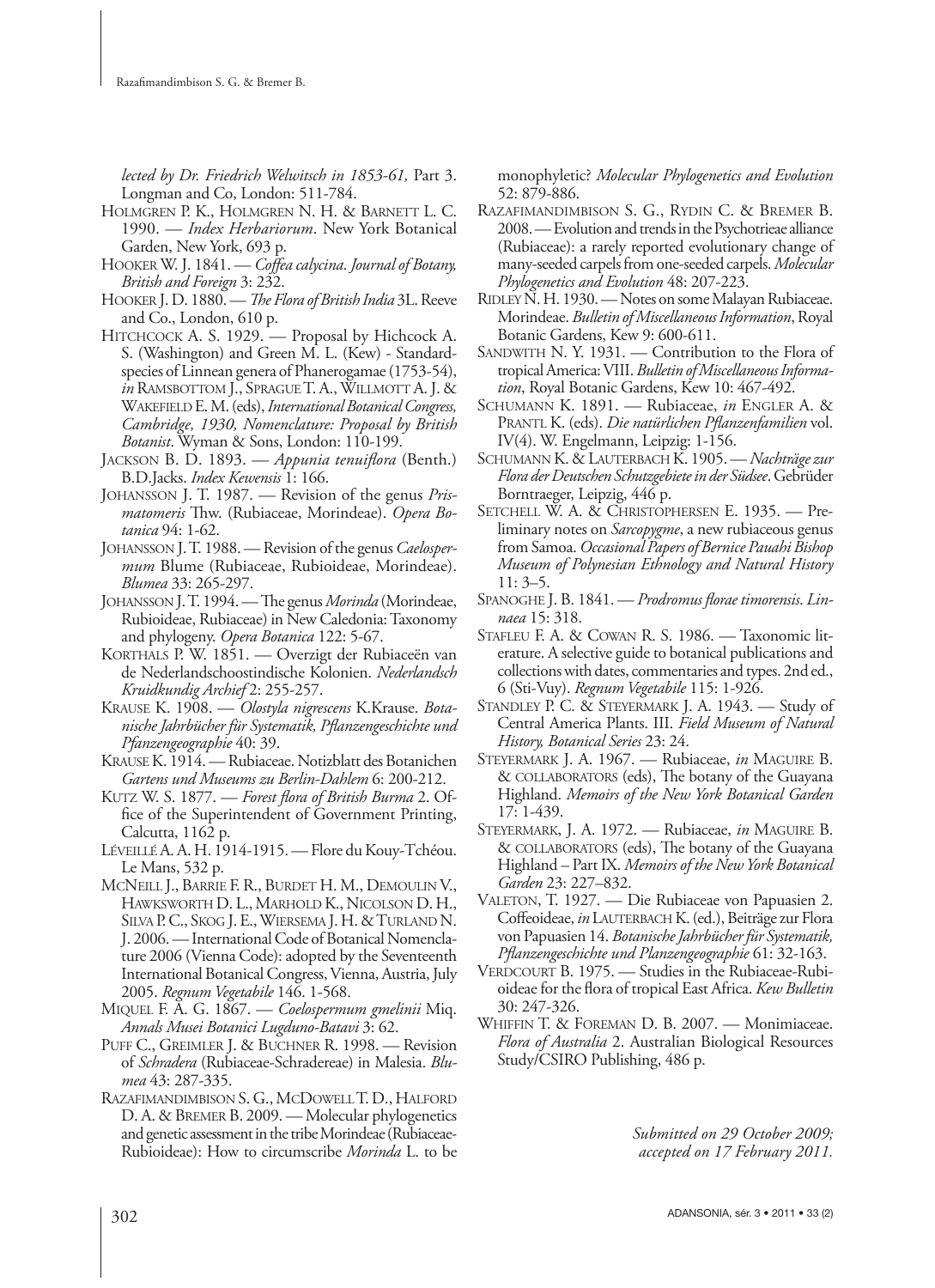*lected by Dr. Friedrich Welwitsch in 1853-61,* Part 3. Longman and Co, London: 511-784.

HOLMGREN P. K., HOLMGREN N. H. & BARNETT L. C. 1990. — *Index Herbariorum*. New York Botanical Garden, New York, 693 p.

HOOKER W. J. 1841. — *Coffea calycina*. *Journal of Botany, British and Foreign* 3: 232.

HOOKER J. D. 1880. — *The Flora of British India* 3L. Reeve and Co., London, 610 p.

HITCHCOCK A. S. 1929. — Proposal by Hichcock A. S. (Washington) and Green M. L. (Kew) - Standard-species of Linnean genera of Phanerogamae (1753-54), *in* RAMSBOTTOM J., SPRAGUE T. A., WILLMOTT A. J. & WAKEFIELD E. M. (eds), *International Botanical Congress, Cambridge, 1930, Nomenclature: Proposal by British Botanist*. Wyman & Sons, London: 110-199.

JACKSON B. D. 1893. — *Appunia tenuiflora* (Benth.) B.D.Jacks. *Index Kewensis* 1: 166.

JOHANSSON J. T. 1987. — Revision of the genus *Prismatomeris* Thw. (Rubiaceae, Morindeae). *Opera Botanica* 94: 1-62.

JOHANSSON J. T. 1988. — Revision of the genus *Caelospermum* Blume (Rubiaceae, Rubioideae, Morindeae). *Blumea* 33: 265-297.

JOHANSSON J. T. 1994. — The genus *Morinda* (Morindeae, Rubioideae, Rubiaceae) in New Caledonia: Taxonomy and phylogeny. *Opera Botanica* 122: 5-67.

KORTHALS P. W. 1851. — Overzigt der Rubiaceën van de Nederlandschoostindische Kolonien. *Nederlandsch Kruidkundig Archief* 2: 255-257.

KRAUSE K. 1908. — *Olostyla nigrescens* K.Krause. *Botanische Jahrbücher für Systematik, Pflanzengeschichte und Pfanzengeographie* 40: 39.

KRAUSE K. 1914. — Rubiaceae. Notizblatt des Botanichen *Gartens und Museums zu Berlin-Dahlem* 6: 200-212.

KUTZ W. S. 1877. — *Forest flora of British Burma* 2. Office of the Superintendent of Government Printing, Calcutta, 1162 p.

LÉVEILLÉ A. A. H. 1914-1915. — Flore du Kouy-Tchéou. Le Mans, 532 p.

MCNEILL J., BARRIE F. R., BURDET H. M., DEMOULIN V., HAWKSWORTH D. L., MARHOLD K., NICOLSON D. H., SILVA P. C., SKOG J. E., WIERSEMA J. H. & TURLAND N. J. 2006. — International Code of Botanical Nomenclature 2006 (Vienna Code): adopted by the Seventeenth International Botanical Congress, Vienna, Austria, July 2005. *Regnum Vegetabile* 146. 1-568.

MIQUEL F. A. G. 1867. — *Coelospermum gmelinii* Miq. *Annals Musei Botanici Lugduno-Batavi* 3: 62.

PUFF C., GREIMLER J. & BUCHNER R. 1998. — Revision of *Schradera* (Rubiaceae-Schradereae) in Malesia. *Blumea* 43: 287-335.

RAZAFIMANDIMBISON S. G., MCDOWELL T. D., HALFORD D. A. & BREMER B. 2009. — Molecular phylogenetics and genetic assessment in the tribe Morindeae (Rubiaceae-Rubioideae): How to circumscribe *Morinda* L. to be monophyletic? *Molecular Phylogenetics and Evolution* 52: 879-886.

RAZAFIMANDIMBISON S. G., RYDIN C. & BREMER B. 2008. — Evolution and trends in the Psychotrieae alliance (Rubiaceae): a rarely reported evolutionary change of many-seeded carpels from one-seeded carpels. *Molecular Phylogenetics and Evolution* 48: 207-223.

RIDLEY N. H. 1930. — Notes on some Malayan Rubiaceae. Morindeae. *Bulletin of Miscellaneous Information*, Royal Botanic Gardens, Kew 9: 600-611.

SANDWITH N. Y. 1931. — Contribution to the Flora of tropical America: VIII. *Bulletin of Miscellaneous Information*, Royal Botanic Gardens, Kew 10: 467-492.

SCHUMANN K. 1891. — Rubiaceae, *in* ENGLER A. & PRANTL K. (eds). *Die natürlichen Pflanzenfamilien* vol. IV(4). W. Engelmann, Leipzig: 1-156.

SCHUMANN K. & LAUTERBACH K. 1905. — *Nachträge zur Flora der Deutschen Schutzgebiete in der Südsee*. Gebrüder Borntraeger, Leipzig, 446 p.

SETCHELL W. A. & CHRISTOPHERSEN E. 1935. — Preliminary notes on *Sarcopygme*, a new rubiaceous genus from Samoa. *Occasional Papers of Bernice Pauahi Bishop Museum of Polynesian Ethnology and Natural History* 11: 3–5.

SPANOGHE J. B. 1841. — *Prodromus florae timorensis*. *Linnaea* 15: 318.

STAFLEU F. A. & COWAN R. S. 1986. — Taxonomic literature. A selective guide to botanical publications and collections with dates, commentaries and types. 2nd ed., 6 (Sti-Vuy). *Regnum Vegetabile* 115: 1-926.

STANDLEY P. C. & STEYERMARK J. A. 1943. — Study of Central America Plants. III. *Field Museum of Natural History, Botanical Series* 23: 24.

STEYERMARK J. A. 1967. — Rubiaceae, *in* MAGUIRE B. & COLLABORATORS (eds), The botany of the Guayana Highland. *Memoirs of the New York Botanical Garden* 17: 1-439.

STEYERMARK, J. A. 1972. — Rubiaceae, *in* MAGUIRE B. & COLLABORATORS (eds), The botany of the Guayana Highland – Part IX. *Memoirs of the New York Botanical Garden* 23: 227–832.

VALETON, T. 1927. — Die Rubiaceae von Papuasien 2. Coffeoideae, *in* LAUTERBACH K. (ed.), Beiträge zur Flora von Papuasien 14. *Botanische Jahrbücher für Systematik, Pflanzengeschichte und Planzengeographie* 61: 32-163.

VERDCOURT B. 1975. — Studies in the Rubiaceae-Rubioideae for the flora of tropical East Africa. *Kew Bulletin* 30: 247-326.

WHIFFIN T. & FOREMAN D. B. 2007. — Monimiaceae. *Flora of Australia* 2. Australian Biological Resources Study/CSIRO Publishing, 486 p.

*Submitted on 29 October 2009;*
*accepted on 17 February 2011.*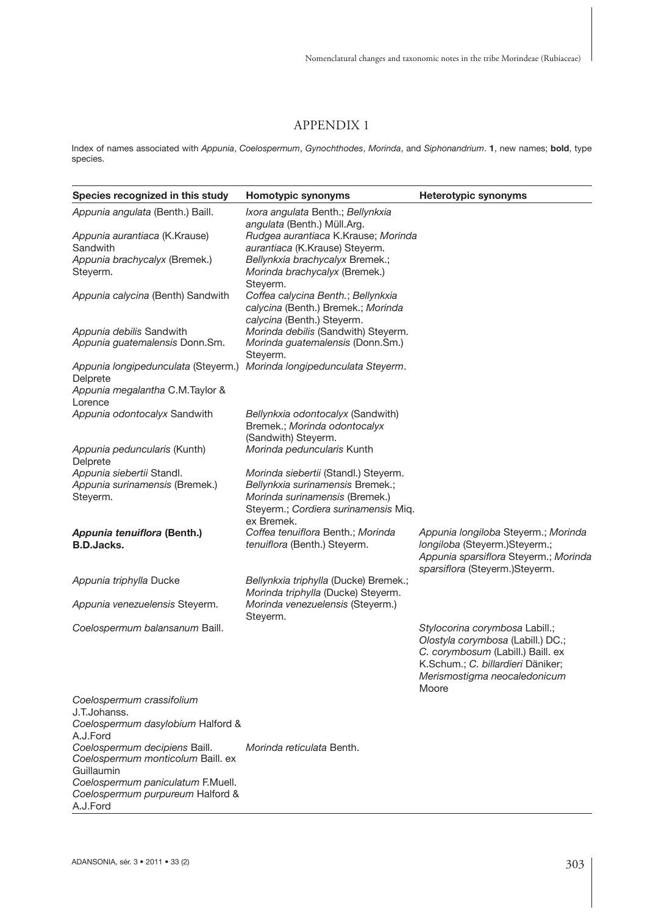## APPENDIX 1

Index of names associated with *Appunia*, *Coelospermum*, *Gynochthodes*, *Morinda*, and *Siphonandrium*. **1**, new names; **bold**, type species.

| Species recognized in this study | Homotypic synonyms | Heterotypic synonyms |
|---|---|---|
| *Appunia angulata* (Benth.) Baill. | *Ixora angulata* Benth.; *Bellynkxia angulata* (Benth.) Müll.Arg. | |
| *Appunia aurantiaca* (K.Krause) Sandwith | *Rudgea aurantiaca* K.Krause; *Morinda aurantiaca* (K.Krause) Steyerm. | |
| *Appunia brachycalyx* (Bremek.) Steyerm. | *Bellynkxia brachycalyx* Bremek.; *Morinda brachycalyx* (Bremek.) Steyerm. | |
| *Appunia calycina* (Benth) Sandwith | *Coffea calycina* Benth.; *Bellynkxia calycina* (Benth.) Bremek.; *Morinda calycina* (Benth.) Steyerm. | |
| *Appunia debilis* Sandwith | *Morinda debilis* (Sandwith) Steyerm. | |
| *Appunia guatemalensis* Donn.Sm. | *Morinda guatemalensis* (Donn.Sm.) Steyerm. | |
| *Appunia longipedunculata* (Steyerm.) Delprete | *Morinda longipedunculata* Steyerm. | |
| *Appunia megalantha* C.M.Taylor & Lorence | | |
| *Appunia odontocalyx* Sandwith | *Bellynkxia odontocalyx* (Sandwith) Bremek.; *Morinda odontocalyx* (Sandwith) Steyerm. | |
| *Appunia peduncularis* (Kunth) Delprete | *Morinda peduncularis* Kunth | |
| *Appunia siebertii* Standl. | *Morinda siebertii* (Standl.) Steyerm. | |
| *Appunia surinamensis* (Bremek.) Steyerm. | *Bellynkxia surinamensis* Bremek.; *Morinda surinamensis* (Bremek.) Steyerm.; *Cordiera surinamensis* Miq. ex Bremek. | |
| ***Appunia tenuiflora* (Benth.) B.D.Jacks.** | *Coffea tenuiflora* Benth.; *Morinda tenuiflora* (Benth.) Steyerm. | *Appunia longiloba* Steyerm.; *Morinda longiloba* (Steyerm.)Steyerm.; *Appunia sparsiflora* Steyerm.; *Morinda sparsiflora* (Steyerm.)Steyerm. |
| *Appunia triphylla* Ducke | *Bellynkxia triphylla* (Ducke) Bremek.; *Morinda triphylla* (Ducke) Steyerm. | |
| *Appunia venezuelensis* Steyerm. | *Morinda venezuelensis* (Steyerm.) Steyerm. | |
| *Coelospermum balansanum* Baill. | | *Stylocorina corymbosa* Labill.; *Olostyla corymbosa* (Labill.) DC.; *C. corymbosum* (Labill.) Baill. ex K.Schum.; *C. billardieri* Däniker; *Merismostigma neocaledonicum* Moore |
| *Coelospermum crassifolium* J.T.Johanss. | | |
| *Coelospermum dasylobium* Halford & A.J.Ford | | |
| *Coelospermum decipiens* Baill. | *Morinda reticulata* Benth. | |
| *Coelospermum monticolum* Baill. ex Guillaumin | | |
| *Coelospermum paniculatum* F.Muell. | | |
| *Coelospermum purpureum* Halford & A.J.Ford | | |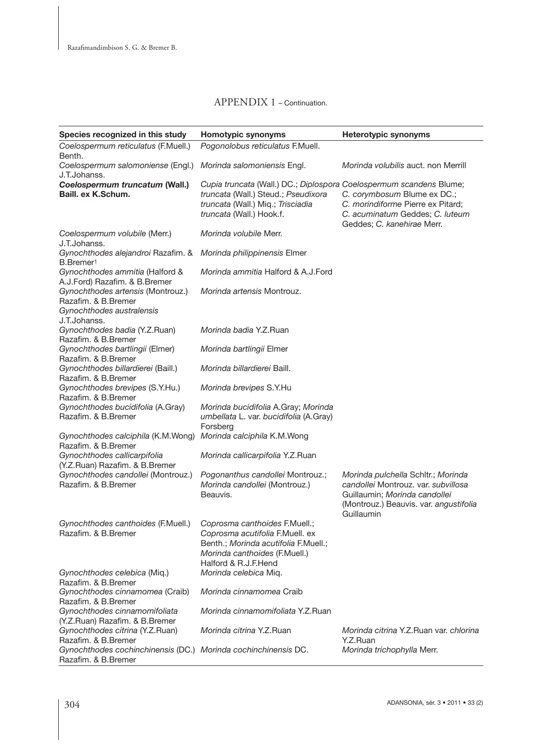## APPENDIX 1 – Continuation.

| Species recognized in this study | Homotypic synonyms | Heterotypic synonyms |
|---|---|---|
| *Coelospermum reticulatus* (F.Muell.) Benth. | *Pogonolobus reticulatus* F.Muell. | |
| *Coelospermum salomoniense* (Engl.) J.T.Johanss. | *Morinda salomoniensis* Engl. | *Morinda volubilis* auct. non Merrill |
| ***Coelospermum truncatum* (Wall.) Baill. ex K.Schum.** | *Cupia truncata* (Wall.) DC.; *Diplospora truncata* (Wall.) Steud.; *Pseudixora truncata* (Wall.) Miq.; *Trisciadia truncata* (Wall.) Hook.f. | *Coelospermum scandens* Blume; *C. corymbosum* Blume ex DC.; *C. morindiforme* Pierre ex Pitard; *C. acuminatum* Geddes; *C. luteum* Geddes; *C. kanehirae* Merr. |
| *Coelospermum volubile* (Merr.) J.T.Johanss. | *Morinda volubile* Merr. | |
| *Gynochthodes alejandroi* Razafim. & B.Bremer[1] | *Morinda philippinensis* Elmer | |
| *Gynochthodes ammitia* (Halford & A.J.Ford) Razafim. & B.Bremer | *Morinda ammitia* Halford & A.J.Ford | |
| *Gynochthodes artensis* (Montrouz.) Razafim. & B.Bremer | *Morinda artensis* Montrouz. | |
| *Gynochthodes australensis* J.T.Johanss. | | |
| *Gynochthodes badia* (Y.Z.Ruan) Razafim. & B.Bremer | *Morinda badia* Y.Z.Ruan | |
| *Gynochthodes bartlingii* (Elmer) Razafim. & B.Bremer | *Morinda bartlingii* Elmer | |
| *Gynochthodes billardierei* (Baill.) Razafim. & B.Bremer | *Morinda billardierei* Baill. | |
| *Gynochthodes brevipes* (S.Y.Hu.) Razafim. & B.Bremer | *Morinda brevipes* S.Y.Hu | |
| *Gynochthodes bucidifolia* (A.Gray) Razafim. & B.Bremer | *Morinda bucidifolia* A.Gray; *Morinda umbellata* L. var. *bucidifolia* (A.Gray) Forsberg | |
| *Gynochthodes calciphila* (K.M.Wong) Razafim. & B.Bremer | *Morinda calciphila* K.M.Wong | |
| *Gynochthodes callicarpifolia* (Y.Z.Ruan) Razafim. & B.Bremer | *Morinda callicarpifolia* Y.Z.Ruan | |
| *Gynochthodes candollei* (Montrouz.) Razafim. & B.Bremer | *Pogonanthus candollei* Montrouz.; *Morinda candollei* (Montrouz.) Beauvis. | *Morinda pulchella* Schltr.; *Morinda candollei* Montrouz. var. *subvillosa* Guillaumin; *Morinda candollei* (Montrouz.) Beauvis. var. *angustifolia* Guillaumin |
| *Gynochthodes canthoides* (F.Muell.) Razafim. & B.Bremer | *Coprosma canthoides* F.Muell.; *Coprosma acutifolia* F.Muell. ex Benth.; *Morinda acutifolia* F.Muell.; *Morinda canthoides* (F.Muell.) Halford & R.J.F.Hend | |
| *Gynochthodes celebica* (Miq.) Razafim. & B.Bremer | *Morinda celebica* Miq. | |
| *Gynochthodes cinnamomea* (Craib) Razafim. & B.Bremer | *Morinda cinnamomea* Craib | |
| *Gynochthodes cinnamomifoliata* (Y.Z.Ruan) Razafim. & B.Bremer | *Morinda cinnamomifoliata* Y.Z.Ruan | |
| *Gynochthodes citrina* (Y.Z.Ruan) Razafim. & B.Bremer | *Morinda citrina* Y.Z.Ruan | *Morinda citrina* Y.Z.Ruan var. *chlorina* Y.Z.Ruan |
| *Gynochthodes cochinchinensis* (DC.) Razafim. & B.Bremer | *Morinda cochinchinensis* DC. | *Morinda trichophylla* Merr. |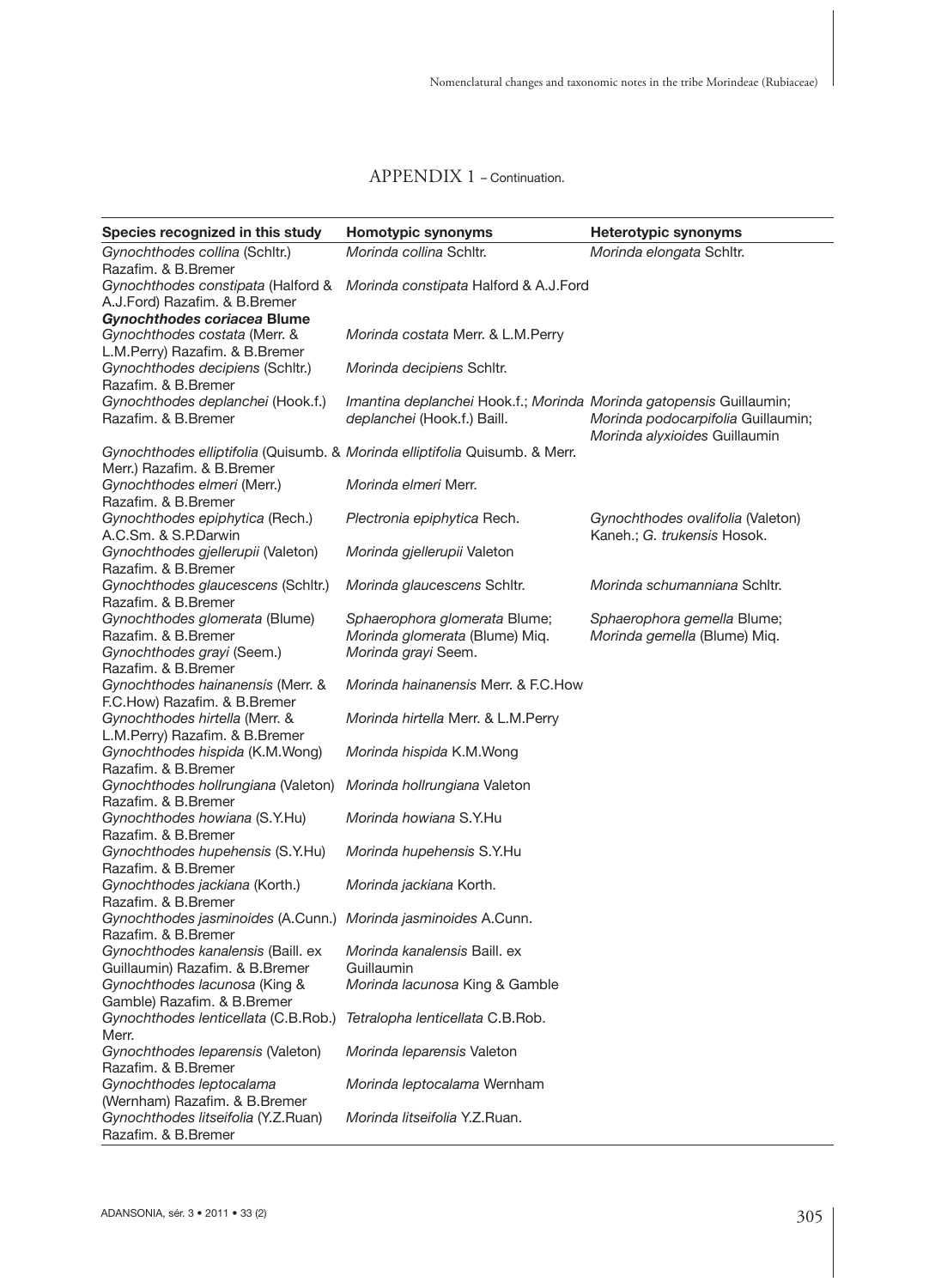APPENDIX 1 – Continuation.

| Species recognized in this study | Homotypic synonyms | Heterotypic synonyms |
|---|---|---|
| *Gynochthodes collina* (Schltr.) Razafim. & B.Bremer | *Morinda collina* Schltr. | *Morinda elongata* Schltr. |
| *Gynochthodes constipata* (Halford & A.J.Ford) Razafim. & B.Bremer | *Morinda constipata* Halford & A.J.Ford | |
| ***Gynochthodes coriacea* Blume** | | |
| *Gynochthodes costata* (Merr. & L.M.Perry) Razafim. & B.Bremer | *Morinda costata* Merr. & L.M.Perry | |
| *Gynochthodes decipiens* (Schltr.) Razafim. & B.Bremer | *Morinda decipiens* Schltr. | |
| *Gynochthodes deplanchei* (Hook.f.) Razafim. & B.Bremer | *Imantina deplanchei* Hook.f.; *Morinda deplanchei* (Hook.f.) Baill. | *Morinda gatopensis* Guillaumin; *Morinda podocarpifolia* Guillaumin; *Morinda alyxioides* Guillaumin |
| *Gynochthodes elliptifolia* (Quisumb. & Merr.) Razafim. & B.Bremer | *Morinda elliptifolia* Quisumb. & Merr. | |
| *Gynochthodes elmeri* (Merr.) Razafim. & B.Bremer | *Morinda elmeri* Merr. | |
| *Gynochthodes epiphytica* (Rech.) A.C.Sm. & S.P.Darwin | *Plectronia epiphytica* Rech. | *Gynochthodes ovalifolia* (Valeton) Kaneh.; *G. trukensis* Hosok. |
| *Gynochthodes gjellerupii* (Valeton) Razafim. & B.Bremer | *Morinda gjellerupii* Valeton | |
| *Gynochthodes glaucescens* (Schltr.) Razafim. & B.Bremer | *Morinda glaucescens* Schltr. | *Morinda schumanniana* Schltr. |
| *Gynochthodes glomerata* (Blume) Razafim. & B.Bremer | *Sphaerophora glomerata* Blume; *Morinda glomerata* (Blume) Miq. | *Sphaerophora gemella* Blume; *Morinda gemella* (Blume) Miq. |
| *Gynochthodes grayi* (Seem.) Razafim. & B.Bremer | *Morinda grayi* Seem. | |
| *Gynochthodes hainanensis* (Merr. & F.C.How) Razafim. & B.Bremer | *Morinda hainanensis* Merr. & F.C.How | |
| *Gynochthodes hirtella* (Merr. & L.M.Perry) Razafim. & B.Bremer | *Morinda hirtella* Merr. & L.M.Perry | |
| *Gynochthodes hispida* (K.M.Wong) Razafim. & B.Bremer | *Morinda hispida* K.M.Wong | |
| *Gynochthodes hollrungiana* (Valeton) Razafim. & B.Bremer | *Morinda hollrungiana* Valeton | |
| *Gynochthodes howiana* (S.Y.Hu) Razafim. & B.Bremer | *Morinda howiana* S.Y.Hu | |
| *Gynochthodes hupehensis* (S.Y.Hu) Razafim. & B.Bremer | *Morinda hupehensis* S.Y.Hu | |
| *Gynochthodes jackiana* (Korth.) Razafim. & B.Bremer | *Morinda jackiana* Korth. | |
| *Gynochthodes jasminoides* (A.Cunn.) Razafim. & B.Bremer | *Morinda jasminoides* A.Cunn. | |
| *Gynochthodes kanalensis* (Baill. ex Guillaumin) Razafim. & B.Bremer | *Morinda kanalensis* Baill. ex Guillaumin | |
| *Gynochthodes lacunosa* (King & Gamble) Razafim. & B.Bremer | *Morinda lacunosa* King & Gamble | |
| *Gynochthodes lenticellata* (C.B.Rob.) Merr. | *Tetralopha lenticellata* C.B.Rob. | |
| *Gynochthodes leparensis* (Valeton) Razafim. & B.Bremer | *Morinda leparensis* Valeton | |
| *Gynochthodes leptocalama* (Wernham) Razafim. & B.Bremer | *Morinda leptocalama* Wernham | |
| *Gynochthodes litseifolia* (Y.Z.Ruan) Razafim. & B.Bremer | *Morinda litseifolia* Y.Z.Ruan. | |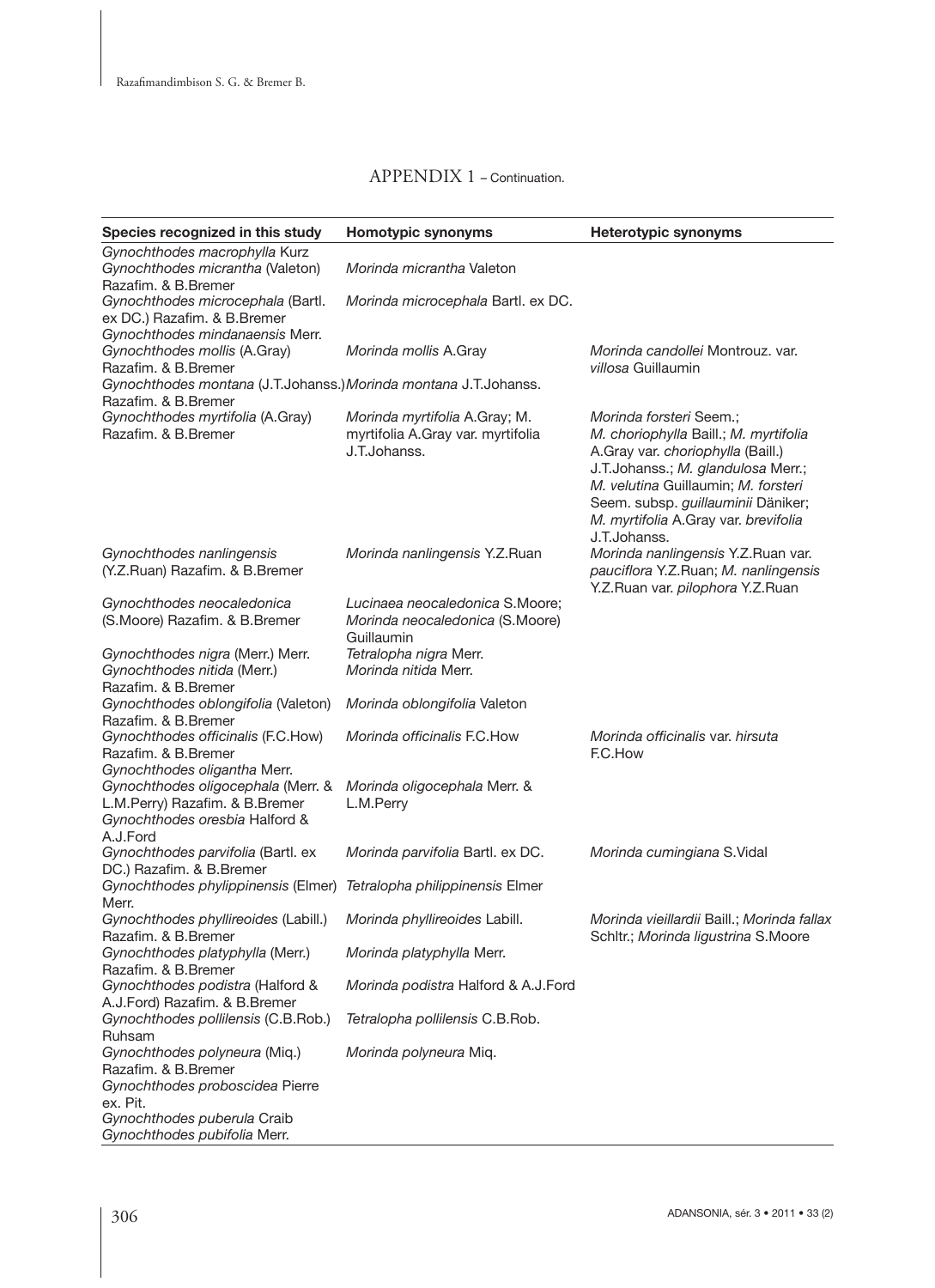APPENDIX 1 – Continuation.

| Species recognized in this study | Homotypic synonyms | Heterotypic synonyms |
|---|---|---|
| *Gynochthodes macrophylla* Kurz | | |
| *Gynochthodes micrantha* (Valeton) Razafim. & B.Bremer | *Morinda micrantha* Valeton | |
| *Gynochthodes microcephala* (Bartl. ex DC.) Razafim. & B.Bremer | *Morinda microcephala* Bartl. ex DC. | |
| *Gynochthodes mindanaensis* Merr. | | |
| *Gynochthodes mollis* (A.Gray) Razafim. & B.Bremer | *Morinda mollis* A.Gray | *Morinda candollei* Montrouz. var. *villosa* Guillaumin |
| *Gynochthodes montana* (J.T.Johanss.) Razafim. & B.Bremer | *Morinda montana* J.T.Johanss. | |
| *Gynochthodes myrtifolia* (A.Gray) Razafim. & B.Bremer | *Morinda myrtifolia* A.Gray; *M. myrtifolia* A.Gray var. *myrtifolia* J.T.Johanss. | *Morinda forsteri* Seem.; *M. choriophylla* Baill.; *M. myrtifolia* A.Gray var. *choriophylla* (Baill.) J.T.Johanss.; *M. glandulosa* Merr.; *M. velutina* Guillaumin; *M. forsteri* Seem. subsp. *guillauminii* Däniker; *M. myrtifolia* A.Gray var. *brevifolia* J.T.Johanss. |
| *Gynochthodes nanlingensis* (Y.Z.Ruan) Razafim. & B.Bremer | *Morinda nanlingensis* Y.Z.Ruan | *Morinda nanlingensis* Y.Z.Ruan var. *pauciflora* Y.Z.Ruan; *M. nanlingensis* Y.Z.Ruan var. *pilophora* Y.Z.Ruan |
| *Gynochthodes neocaledonica* (S.Moore) Razafim. & B.Bremer | *Lucinaea neocaledonica* S.Moore; *Morinda neocaledonica* (S.Moore) Guillaumin | |
| *Gynochthodes nigra* (Merr.) Merr. | *Tetralopha nigra* Merr. | |
| *Gynochthodes nitida* (Merr.) Razafim. & B.Bremer | *Morinda nitida* Merr. | |
| *Gynochthodes oblongifolia* (Valeton) Razafim. & B.Bremer | *Morinda oblongifolia* Valeton | |
| *Gynochthodes officinalis* (F.C.How) Razafim. & B.Bremer | *Morinda officinalis* F.C.How | *Morinda officinalis* var. *hirsuta* F.C.How |
| *Gynochthodes oligantha* Merr. | | |
| *Gynochthodes oligocephala* (Merr. & L.M.Perry) Razafim. & B.Bremer | *Morinda oligocephala* Merr. & L.M.Perry | |
| *Gynochthodes oresbia* Halford & A.J.Ford | | |
| *Gynochthodes parvifolia* (Bartl. ex DC.) Razafim. & B.Bremer | *Morinda parvifolia* Bartl. ex DC. | *Morinda cumingiana* S.Vidal |
| *Gynochthodes phylippinensis* (Elmer) Merr. | *Tetralopha philippinensis* Elmer | |
| *Gynochthodes phyllireoides* (Labill.) Razafim. & B.Bremer | *Morinda phyllireoides* Labill. | *Morinda vieillardii* Baill.; *Morinda fallax* Schltr.; *Morinda ligustrina* S.Moore |
| *Gynochthodes platyphylla* (Merr.) Razafim. & B.Bremer | *Morinda platyphylla* Merr. | |
| *Gynochthodes podistra* (Halford & A.J.Ford) Razafim. & B.Bremer | *Morinda podistra* Halford & A.J.Ford | |
| *Gynochthodes pollilensis* (C.B.Rob.) Ruhsam | *Tetralopha pollilensis* C.B.Rob. | |
| *Gynochthodes polyneura* (Miq.) Razafim. & B.Bremer | *Morinda polyneura* Miq. | |
| *Gynochthodes proboscidea* Pierre ex. Pit. | | |
| *Gynochthodes puberula* Craib | | |
| *Gynochthodes pubifolia* Merr. | | |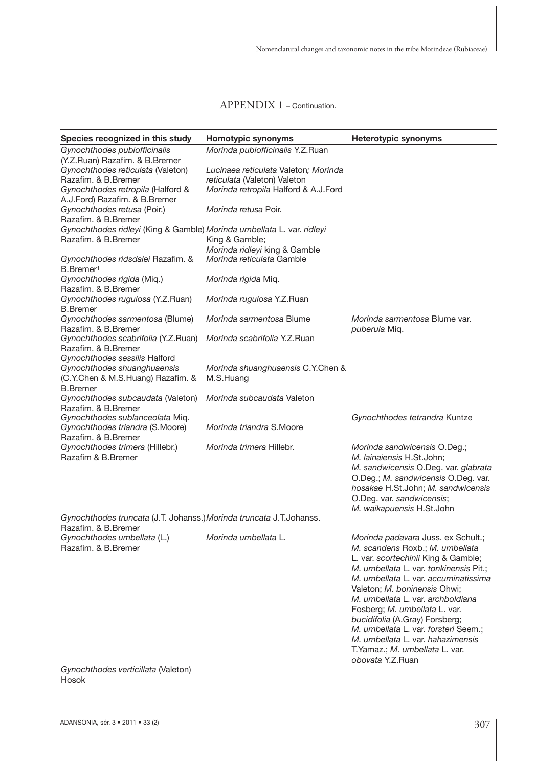APPENDIX 1 – Continuation.

| Species recognized in this study | Homotypic synonyms | Heterotypic synonyms |
|---|---|---|
| *Gynochthodes pubiofficinalis* (Y.Z.Ruan) Razafim. & B.Bremer | *Morinda pubiofficinalis* Y.Z.Ruan | |
| *Gynochthodes reticulata* (Valeton) Razafim. & B.Bremer | *Lucinaea reticulata* Valeton; *Morinda reticulata* (Valeton) Valeton | |
| *Gynochthodes retropila* (Halford & A.J.Ford) Razafim. & B.Bremer | *Morinda retropila* Halford & A.J.Ford | |
| *Gynochthodes retusa* (Poir.) Razafim. & B.Bremer | *Morinda retusa* Poir. | |
| *Gynochthodes ridleyi* (King & Gamble) Razafim. & B.Bremer | *Morinda umbellata* L. var. *ridleyi* King & Gamble; *Morinda ridleyi* king & Gamble | |
| *Gynochthodes ridsdalei* Razafim. & B.Bremer[1] | *Morinda reticulata* Gamble | |
| *Gynochthodes rigida* (Miq.) Razafim. & B.Bremer | *Morinda rigida* Miq. | |
| *Gynochthodes rugulosa* (Y.Z.Ruan) B.Bremer | *Morinda rugulosa* Y.Z.Ruan | |
| *Gynochthodes sarmentosa* (Blume) Razafim. & B.Bremer | *Morinda sarmentosa* Blume | *Morinda sarmentosa* Blume var. *puberula* Miq. |
| *Gynochthodes scabrifolia* (Y.Z.Ruan) Razafim. & B.Bremer | *Morinda scabrifolia* Y.Z.Ruan | |
| *Gynochthodes sessilis* Halford | | |
| *Gynochthodes shuanghuaensis* (C.Y.Chen & M.S.Huang) Razafim. & B.Bremer | *Morinda shuanghuaensis* C.Y.Chen & M.S.Huang | |
| *Gynochthodes subcaudata* (Valeton) Razafim. & B.Bremer | *Morinda subcaudata* Valeton | |
| *Gynochthodes sublanceolata* Miq. | | *Gynochthodes tetrandra* Kuntze |
| *Gynochthodes triandra* (S.Moore) Razafim. & B.Bremer | *Morinda triandra* S.Moore | |
| *Gynochthodes trimera* (Hillebr.) Razafim & B.Bremer | *Morinda trimera* Hillebr. | *Morinda sandwicensis* O.Deg.; *M. lainaiensis* H.St.John; *M. sandwicensis* O.Deg. var. *glabrata* O.Deg.; *M. sandwicensis* O.Deg. var. *hosakae* H.St.John; *M. sandwicensis* O.Deg. var. *sandwicensis*; *M. waikapuensis* H.St.John |
| *Gynochthodes truncata* (J.T. Johanss.) Razafim. & B.Bremer | *Morinda truncata* J.T.Johanss. | |
| *Gynochthodes umbellata* (L.) Razafim. & B.Bremer | *Morinda umbellata* L. | *Morinda padavara* Juss. ex Schult.; *M. scandens* Roxb.; *M. umbellata* L. var. *scortechinii* King & Gamble; *M. umbellata* L. var. *tonkinensis* Pit.; *M. umbellata* L. var. *accuminatissima* Valeton; *M. boninensis* Ohwi; *M. umbellata* L. var. *archboldiana* Fosberg; *M. umbellata* L. var. *bucidifolia* (A.Gray) Forsberg; *M. umbellata* L. var. *forsteri* Seem.; *M. umbellata* L. var. *hahazimensis* T.Yamaz.; *M. umbellata* L. var. *obovata* Y.Z.Ruan |
| *Gynochthodes verticillata* (Valeton) Hosok | | |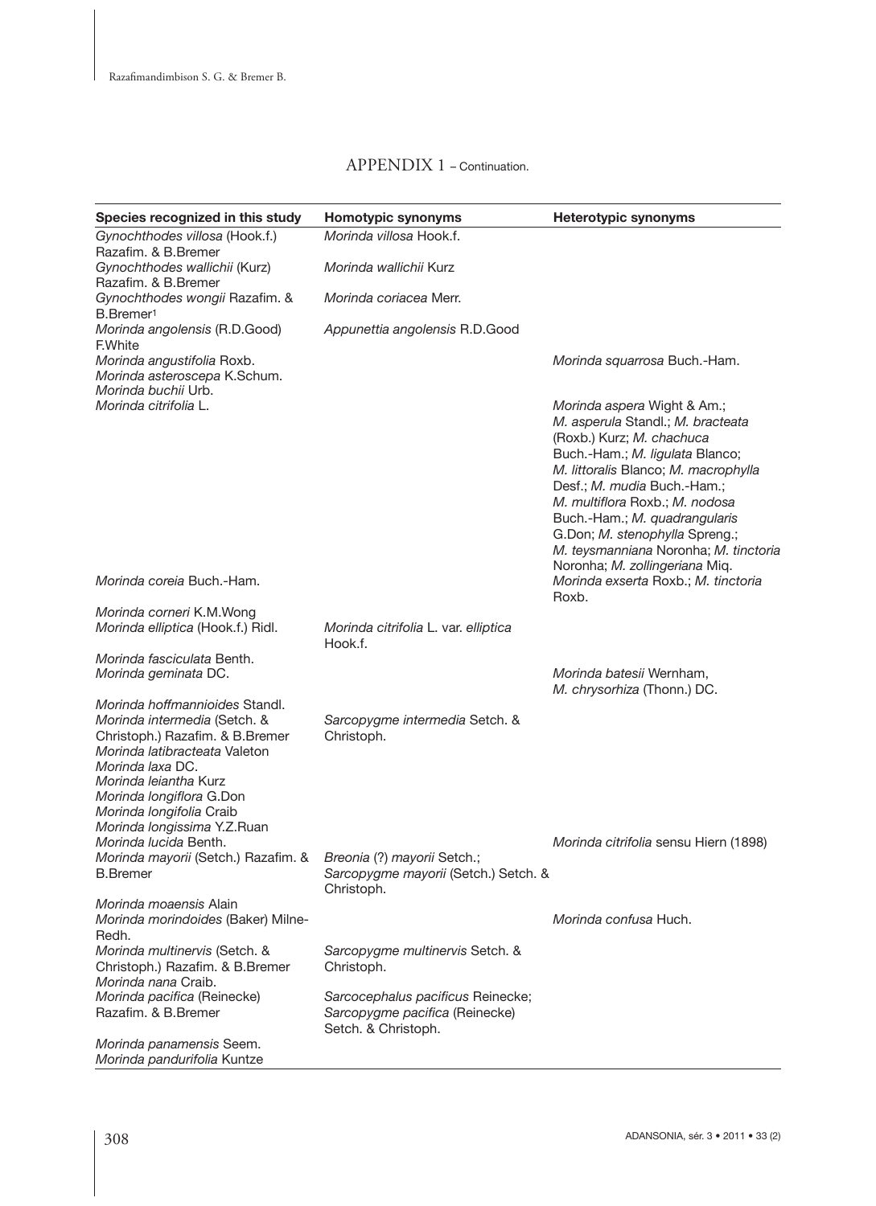## APPENDIX 1 – Continuation.

| Species recognized in this study | Homotypic synonyms | Heterotypic synonyms |
|---|---|---|
| *Gynochthodes villosa* (Hook.f.) Razafim. & B.Bremer | *Morinda villosa* Hook.f. | |
| *Gynochthodes wallichii* (Kurz) Razafim. & B.Bremer | *Morinda wallichii* Kurz | |
| *Gynochthodes wongii* Razafim. & B.Bremer[1] | *Morinda coriacea* Merr. | |
| *Morinda angolensis* (R.D.Good) F.White | *Appunettia angolensis* R.D.Good | |
| *Morinda angustifolia* Roxb. | | *Morinda squarrosa* Buch.-Ham. |
| *Morinda asteroscepa* K.Schum. | | |
| *Morinda buchii* Urb. | | |
| *Morinda citrifolia* L. | | *Morinda aspera* Wight & Arn.; *M. asperula* Standl.; *M. bracteata* (Roxb.) Kurz; *M. chachuca* Buch.-Ham.; *M. ligulata* Blanco; *M. littoralis* Blanco; *M. macrophylla* Desf.; *M. mudia* Buch.-Ham.; *M. multiflora* Roxb.; *M. nodosa* Buch.-Ham.; *M. quadrangularis* G.Don; *M. stenophylla* Spreng.; *M. teysmanniana* Noronha; *M. tinctoria* Noronha; *M. zollingeriana* Miq. |
| *Morinda coreia* Buch.-Ham. | | *Morinda exserta* Roxb.; *M. tinctoria* Roxb. |
| *Morinda corneri* K.M.Wong | | |
| *Morinda elliptica* (Hook.f.) Ridl. | *Morinda citrifolia* L. var. *elliptica* Hook.f. | |
| *Morinda fasciculata* Benth. | | |
| *Morinda geminata* DC. | | *Morinda batesii* Wernham, *M. chrysorhiza* (Thonn.) DC. |
| *Morinda hoffmannioides* Standl. | | |
| *Morinda intermedia* (Setch. & Christoph.) Razafim. & B.Bremer | *Sarcopygme intermedia* Setch. & Christoph. | |
| *Morinda latibracteata* Valeton | | |
| *Morinda laxa* DC. | | |
| *Morinda leiantha* Kurz | | |
| *Morinda longiflora* G.Don | | |
| *Morinda longifolia* Craib | | |
| *Morinda longissima* Y.Z.Ruan | | |
| *Morinda lucida* Benth. | | *Morinda citrifolia* sensu Hiern (1898) |
| *Morinda mayorii* (Setch.) Razafim. & B.Bremer | *Breonia* (?) *mayorii* Setch.; *Sarcopygme mayorii* (Setch.) Setch. & Christoph. | |
| *Morinda moaensis* Alain | | |
| *Morinda morindoides* (Baker) Milne-Redh. | | *Morinda confusa* Huch. |
| *Morinda multinervis* (Setch. & Christoph.) Razafim. & B.Bremer | *Sarcopygme multinervis* Setch. & Christoph. | |
| *Morinda nana* Craib. | | |
| *Morinda pacifica* (Reinecke) Razafim. & B.Bremer | *Sarcocephalus pacificus* Reinecke; *Sarcopygme pacifica* (Reinecke) Setch. & Christoph. | |
| *Morinda panamensis* Seem. | | |
| *Morinda pandurifolia* Kuntze | | |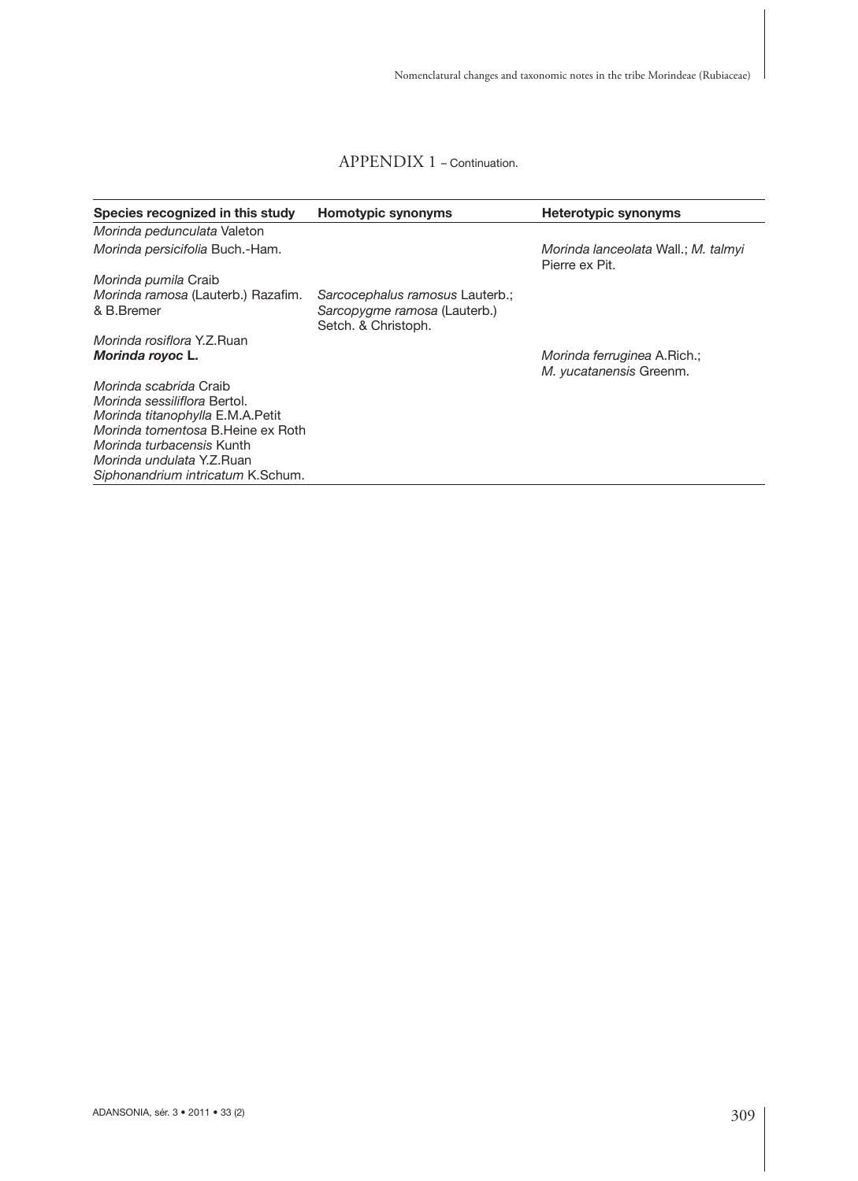APPENDIX 1 – Continuation.

| Species recognized in this study | Homotypic synonyms | Heterotypic synonyms |
|---|---|---|
| *Morinda pedunculata* Valeton | | |
| *Morinda persicifolia* Buch.-Ham. | | *Morinda lanceolata* Wall.; *M. talmyi* Pierre ex Pit. |
| *Morinda pumila* Craib | | |
| *Morinda ramosa* (Lauterb.) Razafim. & B.Bremer | *Sarcocephalus ramosus* Lauterb.; *Sarcopygme ramosa* (Lauterb.) Setch. & Christoph. | |
| *Morinda rosiflora* Y.Z.Ruan | | |
| ***Morinda royoc*** **L.** | | *Morinda ferruginea* A.Rich.; *M. yucatanensis* Greenm. |
| *Morinda scabrida* Craib | | |
| *Morinda sessiliflora* Bertol. | | |
| *Morinda titanophylla* E.M.A.Petit | | |
| *Morinda tomentosa* B.Heine ex Roth | | |
| *Morinda turbacensis* Kunth | | |
| *Morinda undulata* Y.Z.Ruan | | |
| *Siphonandrium intricatum* K.Schum. | | |